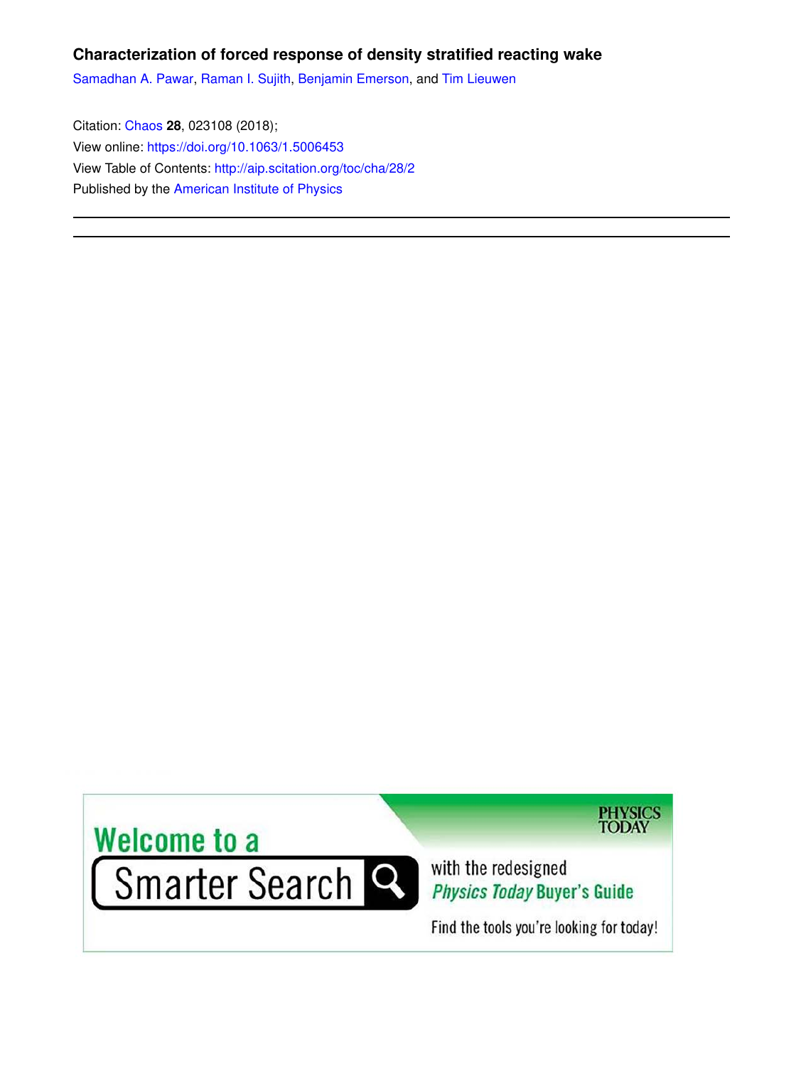# Characterization of forced response of density stratified reacting wake

Samadhan A. Pawar, Raman I. Sujith, Benjamin Emerson, and Tim Lieuwen

Citation: Chaos **28**, 023108 (2018);
View online: https://doi.org/10.1063/1.5006453
View Table of Contents: http://aip.scitation.org/toc/cha/28/2
Published by the American Institute of Physics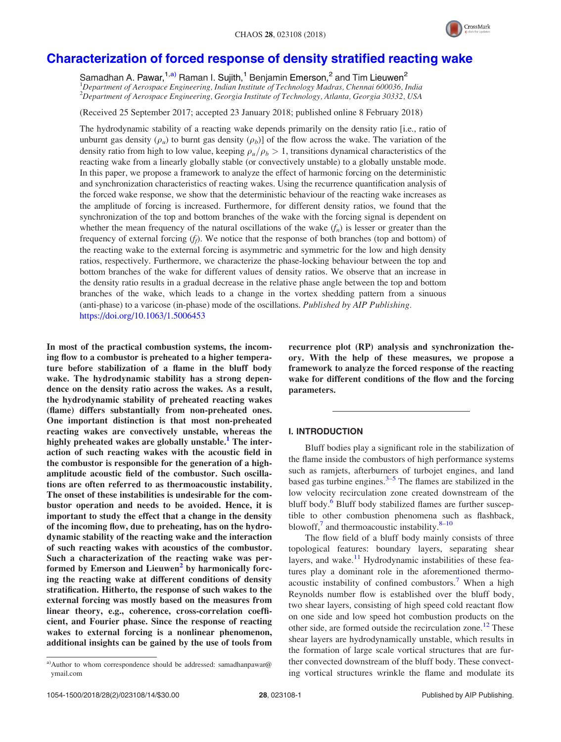# Characterization of forced response of density stratified reacting wake

Samadhan A. Pawar,[1,a)] Raman I. Sujith,[1] Benjamin Emerson,[2] and Tim Lieuwen[2]

[1]*Department of Aerospace Engineering, Indian Institute of Technology Madras, Chennai 600036, India*
[2]*Department of Aerospace Engineering, Georgia Institute of Technology, Atlanta, Georgia 30332, USA*

(Received 25 September 2017; accepted 23 January 2018; published online 8 February 2018)

The hydrodynamic stability of a reacting wake depends primarily on the density ratio [i.e., ratio of unburnt gas density ($\rho_u$) to burnt gas density ($\rho_b$)] of the flow across the wake. The variation of the density ratio from high to low value, keeping $\rho_u/\rho_b > 1$, transitions dynamical characteristics of the reacting wake from a linearly globally stable (or convectively unstable) to a globally unstable mode. In this paper, we propose a framework to analyze the effect of harmonic forcing on the deterministic and synchronization characteristics of reacting wakes. Using the recurrence quantification analysis of the forced wake response, we show that the deterministic behaviour of the reacting wake increases as the amplitude of forcing is increased. Furthermore, for different density ratios, we found that the synchronization of the top and bottom branches of the wake with the forcing signal is dependent on whether the mean frequency of the natural oscillations of the wake ($f_n$) is lesser or greater than the frequency of external forcing ($f_f$). We notice that the response of both branches (top and bottom) of the reacting wake to the external forcing is asymmetric and symmetric for the low and high density ratios, respectively. Furthermore, we characterize the phase-locking behaviour between the top and bottom branches of the wake for different values of density ratios. We observe that an increase in the density ratio results in a gradual decrease in the relative phase angle between the top and bottom branches of the wake, which leads to a change in the vortex shedding pattern from a sinuous (anti-phase) to a varicose (in-phase) mode of the oscillations. *Published by AIP Publishing.* https://doi.org/10.1063/1.5006453

**In most of the practical combustion systems, the incoming flow to a combustor is preheated to a higher temperature before stabilization of a flame in the bluff body wake. The hydrodynamic stability has a strong dependence on the density ratio across the wakes. As a result, the hydrodynamic stability of preheated reacting wakes (flame) differs substantially from non-preheated ones. One important distinction is that most non-preheated reacting wakes are convectively unstable, whereas the highly preheated wakes are globally unstable.[1] The interaction of such reacting wakes with the acoustic field in the combustor is responsible for the generation of a high-amplitude acoustic field of the combustor. Such oscillations are often referred to as thermoacoustic instability. The onset of these instabilities is undesirable for the combustor operation and needs to be avoided. Hence, it is important to study the effect that a change in the density of the incoming flow, due to preheating, has on the hydrodynamic stability of the reacting wake and the interaction of such reacting wakes with acoustics of the combustor. Such a characterization of the reacting wake was performed by Emerson and Lieuwen[2] by harmonically forcing the reacting wake at different conditions of density stratification. Hitherto, the response of such wakes to the external forcing was mostly based on the measures from linear theory, e.g., coherence, cross-correlation coefficient, and Fourier phase. Since the response of reacting wakes to external forcing is a nonlinear phenomenon, additional insights can be gained by the use of tools from recurrence plot (RP) analysis and synchronization theory. With the help of these measures, we propose a framework to analyze the forced response of the reacting wake for different conditions of the flow and the forcing parameters.**

## I. INTRODUCTION

Bluff bodies play a significant role in the stabilization of the flame inside the combustors of high performance systems such as ramjets, afterburners of turbojet engines, and land based gas turbine engines.[3–5] The flames are stabilized in the low velocity recirculation zone created downstream of the bluff body.[6] Bluff body stabilized flames are further susceptible to other combustion phenomena such as flashback, blowoff,[7] and thermoacoustic instability.[8–10]

The flow field of a bluff body mainly consists of three topological features: boundary layers, separating shear layers, and wake.[11] Hydrodynamic instabilities of these features play a dominant role in the aforementioned thermoacoustic instability of confined combustors.[7] When a high Reynolds number flow is established over the bluff body, two shear layers, consisting of high speed cold reactant flow on one side and low speed hot combustion products on the other side, are formed outside the recirculation zone.[12] These shear layers are hydrodynamically unstable, which results in the formation of large scale vortical structures that are further convected downstream of the bluff body. These convecting vortical structures wrinkle the flame and modulate its

[a)]Author to whom correspondence should be addressed: samadhanpawar@ymail.com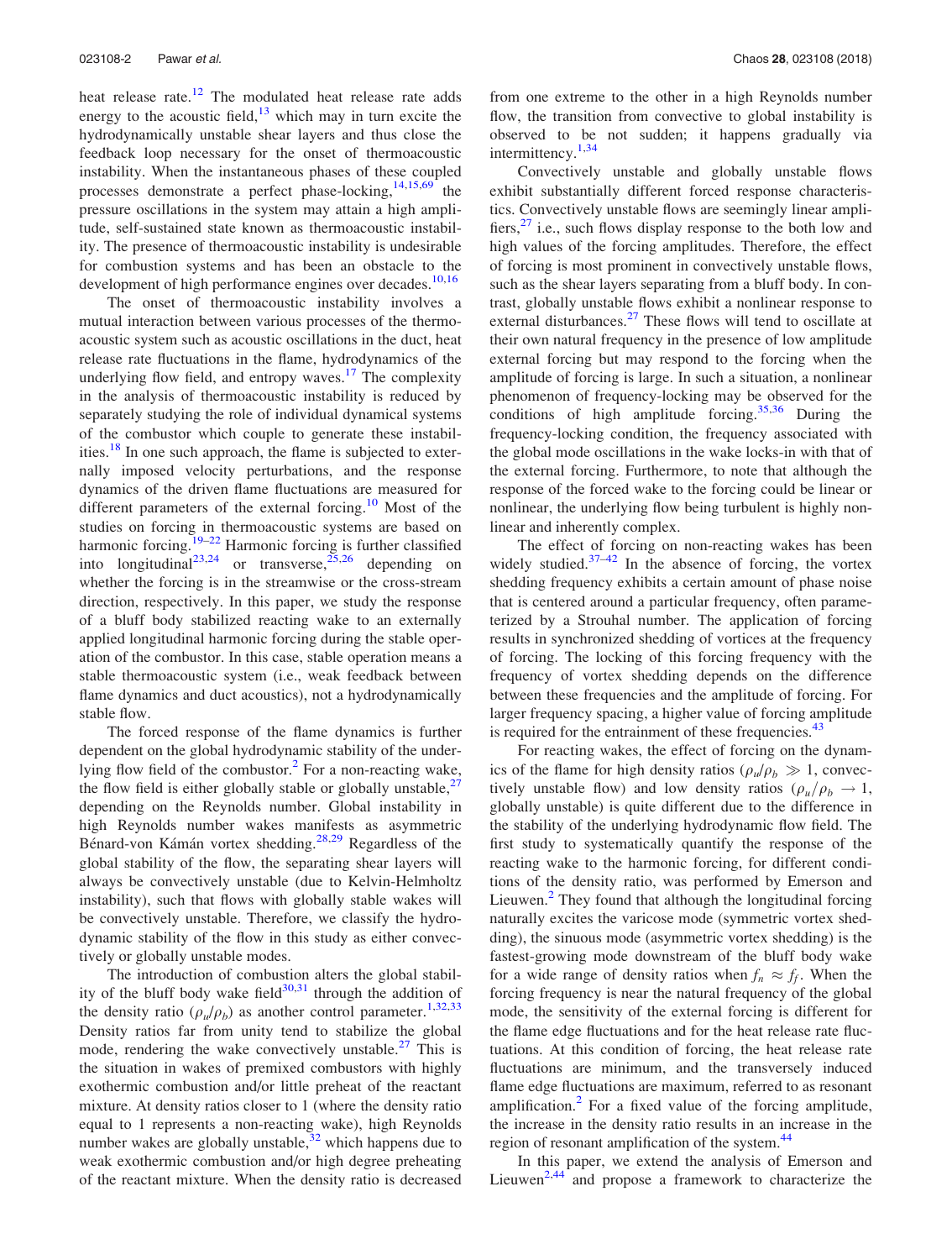heat release rate.[12] The modulated heat release rate adds energy to the acoustic field,[13] which may in turn excite the hydrodynamically unstable shear layers and thus close the feedback loop necessary for the onset of thermoacoustic instability. When the instantaneous phases of these coupled processes demonstrate a perfect phase-locking,[14,15,69] the pressure oscillations in the system may attain a high amplitude, self-sustained state known as thermoacoustic instability. The presence of thermoacoustic instability is undesirable for combustion systems and has been an obstacle to the development of high performance engines over decades.[10,16]

The onset of thermoacoustic instability involves a mutual interaction between various processes of the thermoacoustic system such as acoustic oscillations in the duct, heat release rate fluctuations in the flame, hydrodynamics of the underlying flow field, and entropy waves.[17] The complexity in the analysis of thermoacoustic instability is reduced by separately studying the role of individual dynamical systems of the combustor which couple to generate these instabilities.[18] In one such approach, the flame is subjected to externally imposed velocity perturbations, and the response dynamics of the driven flame fluctuations are measured for different parameters of the external forcing.[10] Most of the studies on forcing in thermoacoustic systems are based on harmonic forcing.[19–22] Harmonic forcing is further classified into longitudinal[23,24] or transverse,[25,26] depending on whether the forcing is in the streamwise or the cross-stream direction, respectively. In this paper, we study the response of a bluff body stabilized reacting wake to an externally applied longitudinal harmonic forcing during the stable operation of the combustor. In this case, stable operation means a stable thermoacoustic system (i.e., weak feedback between flame dynamics and duct acoustics), not a hydrodynamically stable flow.

The forced response of the flame dynamics is further dependent on the global hydrodynamic stability of the underlying flow field of the combustor.[2] For a non-reacting wake, the flow field is either globally stable or globally unstable,[27] depending on the Reynolds number. Global instability in high Reynolds number wakes manifests as asymmetric Bénard-von Kámán vortex shedding.[28,29] Regardless of the global stability of the flow, the separating shear layers will always be convectively unstable (due to Kelvin-Helmholtz instability), such that flows with globally stable wakes will be convectively unstable. Therefore, we classify the hydrodynamic stability of the flow in this study as either convectively or globally unstable modes.

The introduction of combustion alters the global stability of the bluff body wake field[30,31] through the addition of the density ratio ($\rho_u/\rho_b$) as another control parameter.[1,32,33] Density ratios far from unity tend to stabilize the global mode, rendering the wake convectively unstable.[27] This is the situation in wakes of premixed combustors with highly exothermic combustion and/or little preheat of the reactant mixture. At density ratios closer to 1 (where the density ratio equal to 1 represents a non-reacting wake), high Reynolds number wakes are globally unstable,[32] which happens due to weak exothermic combustion and/or high degree preheating of the reactant mixture. When the density ratio is decreased from one extreme to the other in a high Reynolds number flow, the transition from convective to global instability is observed to be not sudden; it happens gradually via intermittency.[1,34]

Convectively unstable and globally unstable flows exhibit substantially different forced response characteristics. Convectively unstable flows are seemingly linear amplifiers,[27] i.e., such flows display response to the both low and high values of the forcing amplitudes. Therefore, the effect of forcing is most prominent in convectively unstable flows, such as the shear layers separating from a bluff body. In contrast, globally unstable flows exhibit a nonlinear response to external disturbances.[27] These flows will tend to oscillate at their own natural frequency in the presence of low amplitude external forcing but may respond to the forcing when the amplitude of forcing is large. In such a situation, a nonlinear phenomenon of frequency-locking may be observed for the conditions of high amplitude forcing.[35,36] During the frequency-locking condition, the frequency associated with the global mode oscillations in the wake locks-in with that of the external forcing. Furthermore, to note that although the response of the forced wake to the forcing could be linear or nonlinear, the underlying flow being turbulent is highly nonlinear and inherently complex.

The effect of forcing on non-reacting wakes has been widely studied.[37–42] In the absence of forcing, the vortex shedding frequency exhibits a certain amount of phase noise that is centered around a particular frequency, often parameterized by a Strouhal number. The application of forcing results in synchronized shedding of vortices at the frequency of forcing. The locking of this forcing frequency with the frequency of vortex shedding depends on the difference between these frequencies and the amplitude of forcing. For larger frequency spacing, a higher value of forcing amplitude is required for the entrainment of these frequencies.[43]

For reacting wakes, the effect of forcing on the dynamics of the flame for high density ratios ($\rho_u/\rho_b \gg 1$, convectively unstable flow) and low density ratios ($\rho_u/\rho_b \rightarrow 1$, globally unstable) is quite different due to the difference in the stability of the underlying hydrodynamic flow field. The first study to systematically quantify the response of the reacting wake to the harmonic forcing, for different conditions of the density ratio, was performed by Emerson and Lieuwen.[2] They found that although the longitudinal forcing naturally excites the varicose mode (symmetric vortex shedding), the sinuous mode (asymmetric vortex shedding) is the fastest-growing mode downstream of the bluff body wake for a wide range of density ratios when $f_n \approx f_f$. When the forcing frequency is near the natural frequency of the global mode, the sensitivity of the external forcing is different for the flame edge fluctuations and for the heat release rate fluctuations. At this condition of forcing, the heat release rate fluctuations are minimum, and the transversely induced flame edge fluctuations are maximum, referred to as resonant amplification.[2] For a fixed value of the forcing amplitude, the increase in the density ratio results in an increase in the region of resonant amplification of the system.[44]

In this paper, we extend the analysis of Emerson and Lieuwen[2,44] and propose a framework to characterize the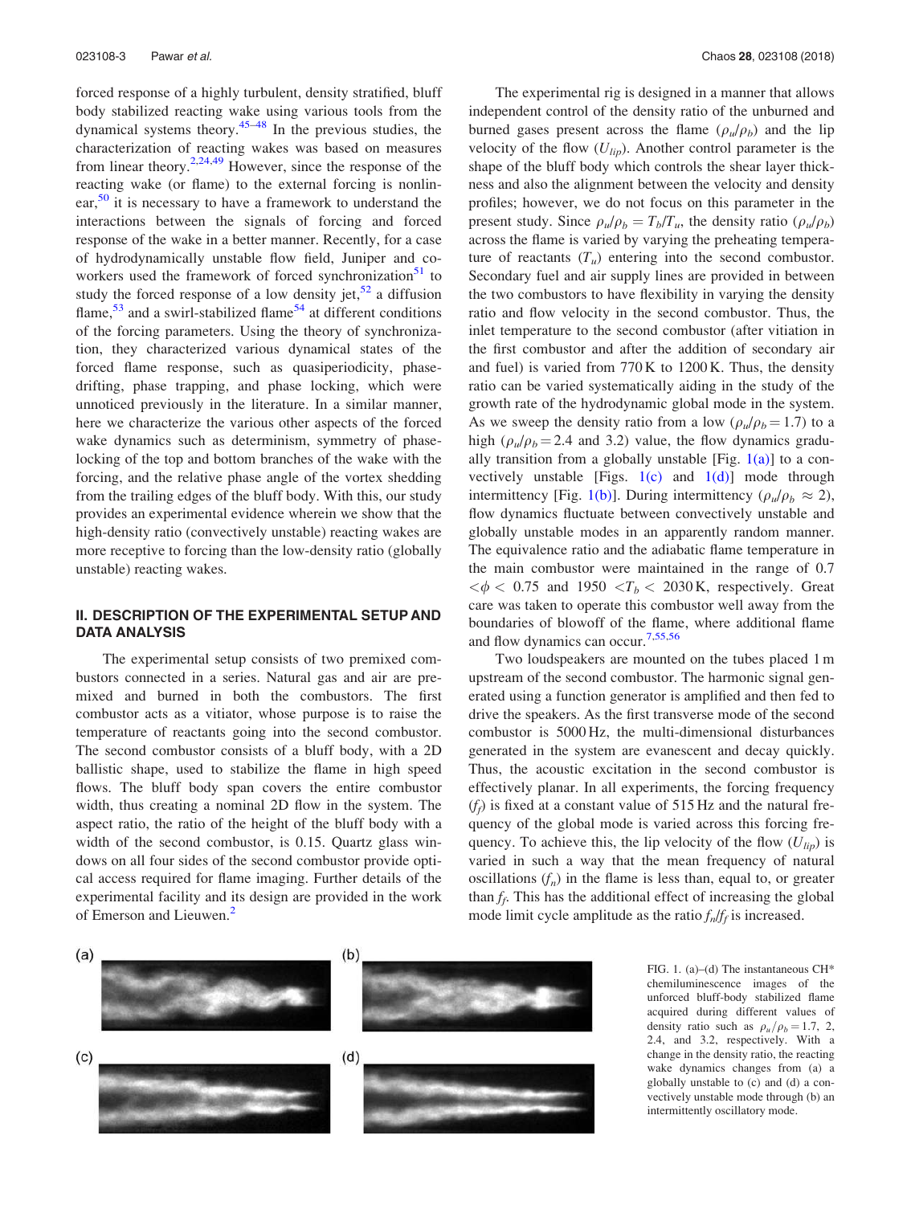forced response of a highly turbulent, density stratified, bluff body stabilized reacting wake using various tools from the dynamical systems theory.[45–48] In the previous studies, the characterization of reacting wakes was based on measures from linear theory.[2,24,49] However, since the response of the reacting wake (or flame) to the external forcing is nonlinear,[50] it is necessary to have a framework to understand the interactions between the signals of forcing and forced response of the wake in a better manner. Recently, for a case of hydrodynamically unstable flow field, Juniper and coworkers used the framework of forced synchronization[51] to study the forced response of a low density jet,[52] a diffusion flame,[53] and a swirl-stabilized flame[54] at different conditions of the forcing parameters. Using the theory of synchronization, they characterized various dynamical states of the forced flame response, such as quasiperiodicity, phase-drifting, phase trapping, and phase locking, which were unnoticed previously in the literature. In a similar manner, here we characterize the various other aspects of the forced wake dynamics such as determinism, symmetry of phase-locking of the top and bottom branches of the wake with the forcing, and the relative phase angle of the vortex shedding from the trailing edges of the bluff body. With this, our study provides an experimental evidence wherein we show that the high-density ratio (convectively unstable) reacting wakes are more receptive to forcing than the low-density ratio (globally unstable) reacting wakes.

## II. DESCRIPTION OF THE EXPERIMENTAL SETUP AND DATA ANALYSIS

The experimental setup consists of two premixed combustors connected in a series. Natural gas and air are premixed and burned in both the combustors. The first combustor acts as a vitiator, whose purpose is to raise the temperature of reactants going into the second combustor. The second combustor consists of a bluff body, with a 2D ballistic shape, used to stabilize the flame in high speed flows. The bluff body span covers the entire combustor width, thus creating a nominal 2D flow in the system. The aspect ratio, the ratio of the height of the bluff body with a width of the second combustor, is 0.15. Quartz glass windows on all four sides of the second combustor provide optical access required for flame imaging. Further details of the experimental facility and its design are provided in the work of Emerson and Lieuwen.[2]

The experimental rig is designed in a manner that allows independent control of the density ratio of the unburned and burned gases present across the flame ($\rho_u/\rho_b$) and the lip velocity of the flow ($U_{lip}$). Another control parameter is the shape of the bluff body which controls the shear layer thickness and also the alignment between the velocity and density profiles; however, we do not focus on this parameter in the present study. Since $\rho_u/\rho_b = T_b/T_u$, the density ratio ($\rho_u/\rho_b$) across the flame is varied by varying the preheating temperature of reactants ($T_u$) entering into the second combustor. Secondary fuel and air supply lines are provided in between the two combustors to have flexibility in varying the density ratio and flow velocity in the second combustor. Thus, the inlet temperature to the second combustor (after vitiation in the first combustor and after the addition of secondary air and fuel) is varied from 770 K to 1200 K. Thus, the density ratio can be varied systematically aiding in the study of the growth rate of the hydrodynamic global mode in the system. As we sweep the density ratio from a low ($\rho_u/\rho_b = 1.7$) to a high ($\rho_u/\rho_b = 2.4$ and 3.2) value, the flow dynamics gradually transition from a globally unstable [Fig. 1(a)] to a convectively unstable [Figs. 1(c) and 1(d)] mode through intermittency [Fig. 1(b)]. During intermittency ($\rho_u/\rho_b \approx 2$), flow dynamics fluctuate between convectively unstable and globally unstable modes in an apparently random manner. The equivalence ratio and the adiabatic flame temperature in the main combustor were maintained in the range of $0.7 < \phi < 0.75$ and $1950 < T_b < 2030$ K, respectively. Great care was taken to operate this combustor well away from the boundaries of blowoff of the flame, where additional flame and flow dynamics can occur.[7,55,56]

Two loudspeakers are mounted on the tubes placed 1 m upstream of the second combustor. The harmonic signal generated using a function generator is amplified and then fed to drive the speakers. As the first transverse mode of the second combustor is 5000 Hz, the multi-dimensional disturbances generated in the system are evanescent and decay quickly. Thus, the acoustic excitation in the second combustor is effectively planar. In all experiments, the forcing frequency ($f_f$) is fixed at a constant value of 515 Hz and the natural frequency of the global mode is varied across this forcing frequency. To achieve this, the lip velocity of the flow ($U_{lip}$) is varied in such a way that the mean frequency of natural oscillations ($f_n$) in the flame is less than, equal to, or greater than $f_f$. This has the additional effect of increasing the global mode limit cycle amplitude as the ratio $f_n/f_f$ is increased.

FIG. 1. (a)–(d) The instantaneous CH* chemiluminescence images of the unforced bluff-body stabilized flame acquired during different values of density ratio such as $\rho_u/\rho_b = 1.7$, 2, 2.4, and 3.2, respectively. With a change in the density ratio, the reacting wake dynamics changes from (a) a globally unstable to (c) and (d) a convectively unstable mode through (b) an intermittently oscillatory mode.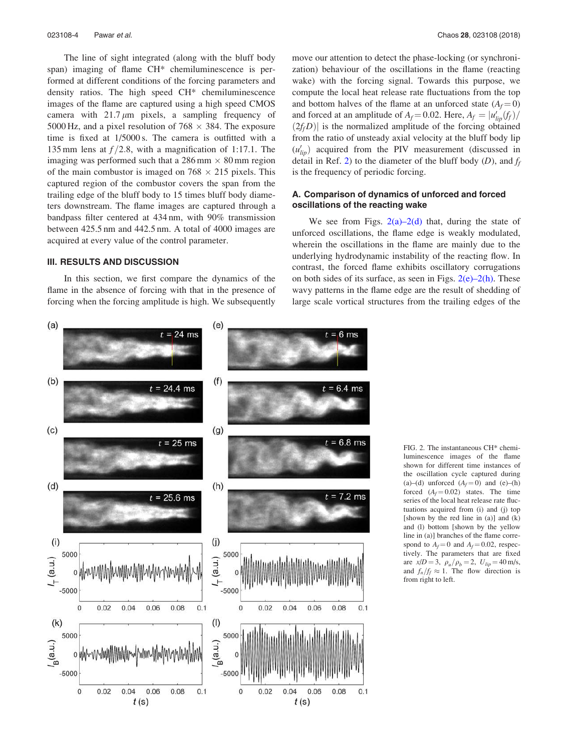The line of sight integrated (along with the bluff body span) imaging of flame CH* chemiluminescence is performed at different conditions of the forcing parameters and density ratios. The high speed CH* chemiluminescence images of the flame are captured using a high speed CMOS camera with 21.7 $\mu$m pixels, a sampling frequency of 5000 Hz, and a pixel resolution of 768 $\times$ 384. The exposure time is fixed at 1/5000 s. The camera is outfitted with a 135 mm lens at $f/2.8$, with a magnification of 1:17.1. The imaging was performed such that a 286 mm $\times$ 80 mm region of the main combustor is imaged on 768 $\times$ 215 pixels. This captured region of the combustor covers the span from the trailing edge of the bluff body to 15 times bluff body diameters downstream. The flame images are captured through a bandpass filter centered at 434 nm, with 90% transmission between 425.5 nm and 442.5 nm. A total of 4000 images are acquired at every value of the control parameter.

## III. RESULTS AND DISCUSSION

In this section, we first compare the dynamics of the flame in the absence of forcing with that in the presence of forcing when the forcing amplitude is high. We subsequently move our attention to detect the phase-locking (or synchronization) behaviour of the oscillations in the flame (reacting wake) with the forcing signal. Towards this purpose, we compute the local heat release rate fluctuations from the top and bottom halves of the flame at an unforced state ($A_f = 0$) and forced at an amplitude of $A_f = 0.02$. Here, $A_f = |u'_{lip}(f_f)/(2 f_f D)|$ is the normalized amplitude of the forcing obtained from the ratio of unsteady axial velocity at the bluff body lip ($u'_{lip}$) acquired from the PIV measurement (discussed in detail in Ref. 2) to the diameter of the bluff body ($D$), and $f_f$ is the frequency of periodic forcing.

### A. Comparison of dynamics of unforced and forced oscillations of the reacting wake

We see from Figs. 2(a)–2(d) that, during the state of unforced oscillations, the flame edge is weakly modulated, wherein the oscillations in the flame are mainly due to the underlying hydrodynamic instability of the reacting flow. In contrast, the forced flame exhibits oscillatory corrugations on both sides of its surface, as seen in Figs. 2(e)–2(h). These wavy patterns in the flame edge are the result of shedding of large scale vortical structures from the trailing edges of the

FIG. 2. The instantaneous CH* chemiluminescence images of the flame shown for different time instances of the oscillation cycle captured during (a)–(d) unforced ($A_f = 0$) and (e)–(h) forced ($A_f = 0.02$) states. The time series of the local heat release rate fluctuations acquired from (i) and (j) top [shown by the red line in (a)] and (k) and (l) bottom [shown by the yellow line in (a)] branches of the flame correspond to $A_f = 0$ and $A_f = 0.02$, respectively. The parameters that are fixed are $x/D = 3$, $\rho_u/\rho_b = 2$, $U_{lip} = 40$ m/s, and $f_n/f_f \approx 1$. The flow direction is from right to left.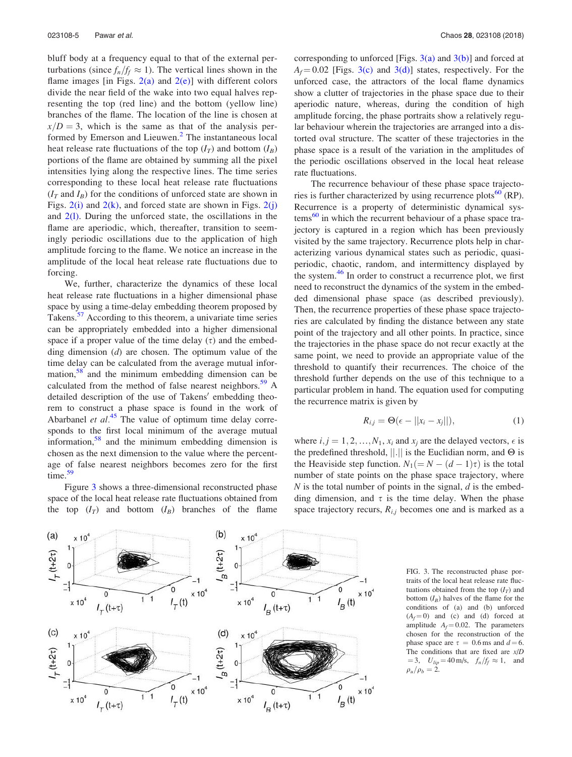bluff body at a frequency equal to that of the external perturbations (since $f_n/f_f \approx 1$). The vertical lines shown in the flame images [in Figs. 2(a) and 2(e)] with different colors divide the near field of the wake into two equal halves representing the top (red line) and the bottom (yellow line) branches of the flame. The location of the line is chosen at $x/D = 3$, which is the same as that of the analysis performed by Emerson and Lieuwen.[2] The instantaneous local heat release rate fluctuations of the top ($I_T$) and bottom ($I_B$) portions of the flame are obtained by summing all the pixel intensities lying along the respective lines. The time series corresponding to these local heat release rate fluctuations ($I_T$ and $I_B$) for the conditions of unforced state are shown in Figs. 2(i) and 2(k), and forced state are shown in Figs. 2(j) and 2(l). During the unforced state, the oscillations in the flame are aperiodic, which, thereafter, transition to seemingly periodic oscillations due to the application of high amplitude forcing to the flame. We notice an increase in the amplitude of the local heat release rate fluctuations due to forcing.

We, further, characterize the dynamics of these local heat release rate fluctuations in a higher dimensional phase space by using a time-delay embedding theorem proposed by Takens.[57] According to this theorem, a univariate time series can be appropriately embedded into a higher dimensional space if a proper value of the time delay ($\tau$) and the embedding dimension ($d$) are chosen. The optimum value of the time delay can be calculated from the average mutual information,[58] and the minimum embedding dimension can be calculated from the method of false nearest neighbors.[59] A detailed description of the use of Takens′ embedding theorem to construct a phase space is found in the work of Abarbanel *et al.*[45] The value of optimum time delay corresponds to the first local minimum of the average mutual information,[58] and the minimum embedding dimension is chosen as the next dimension to the value where the percentage of false nearest neighbors becomes zero for the first time.[59]

Figure 3 shows a three-dimensional reconstructed phase space of the local heat release rate fluctuations obtained from the top ($I_T$) and bottom ($I_B$) branches of the flame corresponding to unforced [Figs. 3(a) and 3(b)] and forced at $A_f = 0.02$ [Figs. 3(c) and 3(d)] states, respectively. For the unforced case, the attractors of the local flame dynamics show a clutter of trajectories in the phase space due to their aperiodic nature, whereas, during the condition of high amplitude forcing, the phase portraits show a relatively regular behaviour wherein the trajectories are arranged into a distorted oval structure. The scatter of these trajectories in the phase space is a result of the variation in the amplitudes of the periodic oscillations observed in the local heat release rate fluctuations.

The recurrence behaviour of these phase space trajectories is further characterized by using recurrence plots[60] (RP). Recurrence is a property of deterministic dynamical systems[60] in which the recurrent behaviour of a phase space trajectory is captured in a region which has been previously visited by the same trajectory. Recurrence plots help in characterizing various dynamical states such as periodic, quasi-periodic, chaotic, random, and intermittency displayed by the system.[46] In order to construct a recurrence plot, we first need to reconstruct the dynamics of the system in the embedded dimensional phase space (as described previously). Then, the recurrence properties of these phase space trajectories are calculated by finding the distance between any state point of the trajectory and all other points. In practice, since the trajectories in the phase space do not recur exactly at the same point, we need to provide an appropriate value of the threshold to quantify their recurrences. The choice of the threshold further depends on the use of this technique to a particular problem in hand. The equation used for computing the recurrence matrix is given by

$$R_{i,j} = \Theta(\epsilon - ||x_i - x_j||), \tag{1}$$

where $i, j = 1, 2, \ldots, N_1$, $x_i$ and $x_j$ are the delayed vectors, $\epsilon$ is the predefined threshold, $||.||$ is the Euclidian norm, and $\Theta$ is the Heaviside step function. $N_1 (= N - (d-1)\tau)$ is the total number of state points on the phase space trajectory, where $N$ is the total number of points in the signal, $d$ is the embedding dimension, and $\tau$ is the time delay. When the phase space trajectory recurs, $R_{i,j}$ becomes one and is marked as a

FIG. 3. The reconstructed phase portraits of the local heat release rate fluctuations obtained from the top ($I_T$) and bottom ($I_B$) halves of the flame for the conditions of (a) and (b) unforced ($A_f = 0$) and (c) and (d) forced at amplitude $A_f = 0.02$. The parameters chosen for the reconstruction of the phase space are $\tau = 0.6$ ms and $d = 6$. The conditions that are fixed are $x/D = 3$, $U_{lip} = 40$ m/s, $f_n/f_f \approx 1$, and $\rho_u/\rho_b = 2$.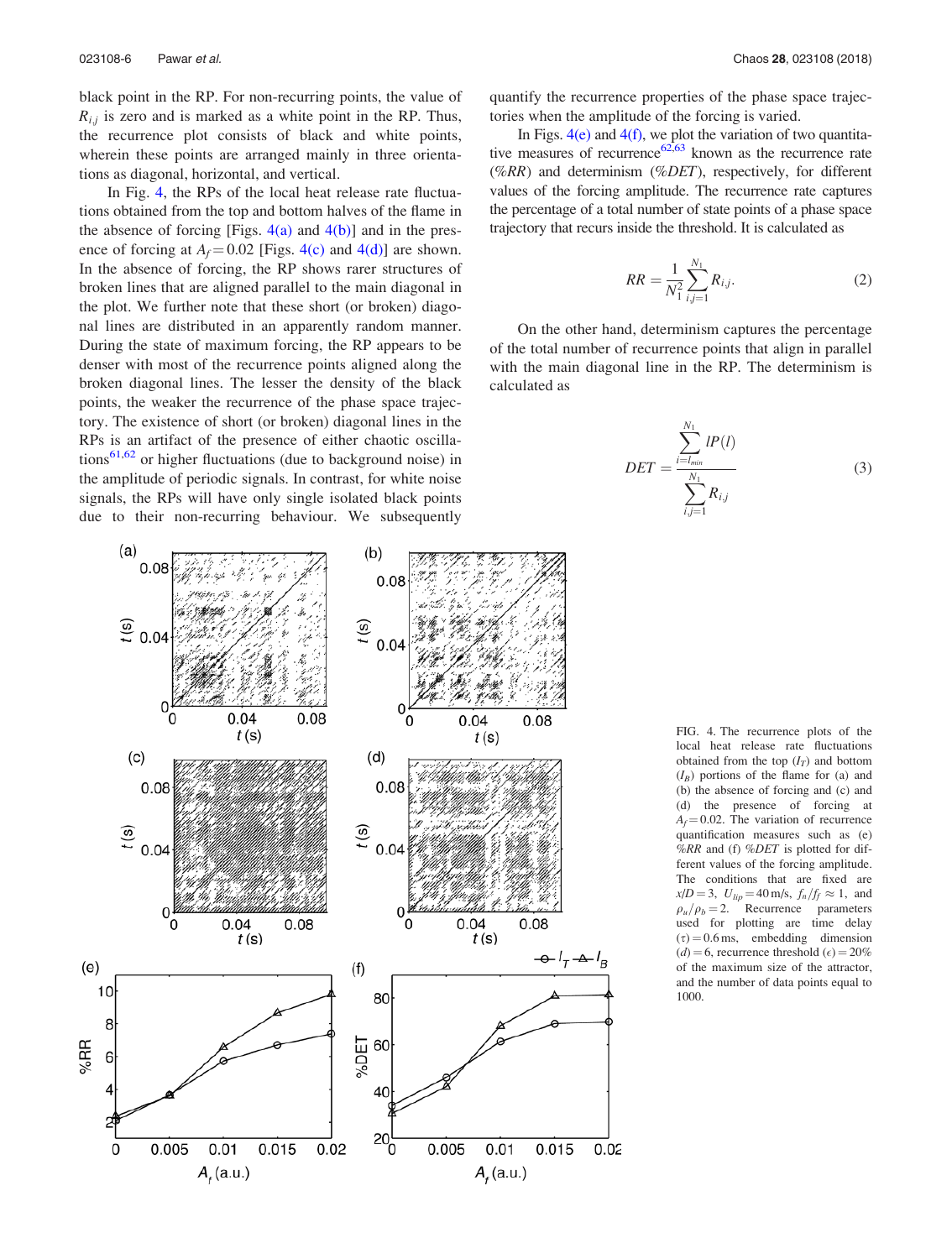black point in the RP. For non-recurring points, the value of $R_{i,j}$ is zero and is marked as a white point in the RP. Thus, the recurrence plot consists of black and white points, wherein these points are arranged mainly in three orientations as diagonal, horizontal, and vertical.

In Fig. 4, the RPs of the local heat release rate fluctuations obtained from the top and bottom halves of the flame in the absence of forcing [Figs. 4(a) and 4(b)] and in the presence of forcing at $A_f = 0.02$ [Figs. 4(c) and 4(d)] are shown. In the absence of forcing, the RP shows rarer structures of broken lines that are aligned parallel to the main diagonal in the plot. We further note that these short (or broken) diagonal lines are distributed in an apparently random manner. During the state of maximum forcing, the RP appears to be denser with most of the recurrence points aligned along the broken diagonal lines. The lesser the density of the black points, the weaker the recurrence of the phase space trajectory. The existence of short (or broken) diagonal lines in the RPs is an artifact of the presence of either chaotic oscillations[61,62] or higher fluctuations (due to background noise) in the amplitude of periodic signals. In contrast, for white noise signals, the RPs will have only single isolated black points due to their non-recurring behaviour. We subsequently quantify the recurrence properties of the phase space trajectories when the amplitude of the forcing is varied.

In Figs. 4(e) and 4(f), we plot the variation of two quantitative measures of recurrence[62,63] known as the recurrence rate (%$RR$) and determinism (%$DET$), respectively, for different values of the forcing amplitude. The recurrence rate captures the percentage of a total number of state points of a phase space trajectory that recurs inside the threshold. It is calculated as

$$RR = \frac{1}{N_1^2}\sum_{i,j=1}^{N_1} R_{i,j}. \tag{2}$$

On the other hand, determinism captures the percentage of the total number of recurrence points that align in parallel with the main diagonal line in the RP. The determinism is calculated as

$$DET = \frac{\sum_{i=l_{min}}^{N_1} lP(l)}{\sum_{i,j=1}^{N_1} R_{i,j}} \tag{3}$$

FIG. 4. The recurrence plots of the local heat release rate fluctuations obtained from the top ($I_T$) and bottom ($I_B$) portions of the flame for (a) and (b) the absence of forcing and (c) and (d) the presence of forcing at $A_f = 0.02$. The variation of recurrence quantification measures such as (e) %$RR$ and (f) %$DET$ is plotted for different values of the forcing amplitude. The conditions that are fixed are $x/D = 3$, $U_{lip} = 40$ m/s, $f_n/f_f \approx 1$, and $\rho_u/\rho_b = 2$. Recurrence parameters used for plotting are time delay ($\tau$) = 0.6 ms, embedding dimension ($d$) = 6, recurrence threshold ($\epsilon$) = 20% of the maximum size of the attractor, and the number of data points equal to 1000.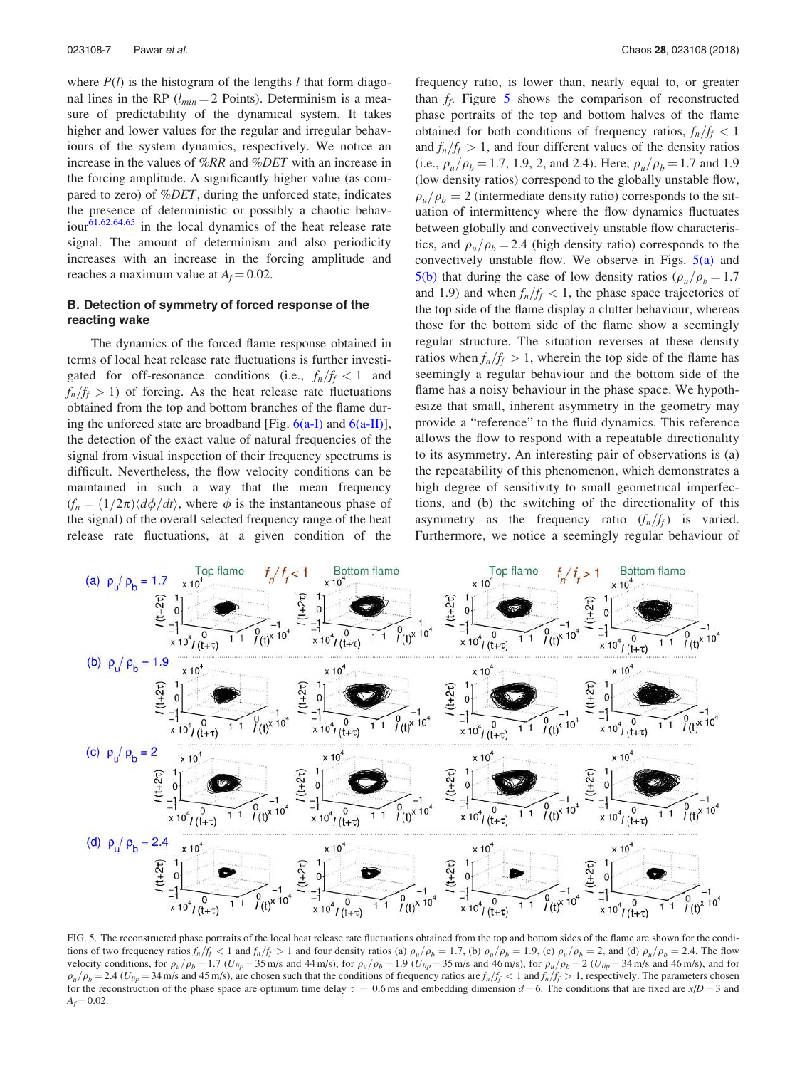where $P(l)$ is the histogram of the lengths $l$ that form diagonal lines in the RP ($l_{min} = 2$ Points). Determinism is a measure of predictability of the dynamical system. It takes higher and lower values for the regular and irregular behaviours of the system dynamics, respectively. We notice an increase in the values of $\%RR$ and $\%DET$ with an increase in the forcing amplitude. A significantly higher value (as compared to zero) of $\%DET$, during the unforced state, indicates the presence of deterministic or possibly a chaotic behaviour[61,62,64,65] in the local dynamics of the heat release rate signal. The amount of determinism and also periodicity increases with an increase in the forcing amplitude and reaches a maximum value at $A_f = 0.02$.

### B. Detection of symmetry of forced response of the reacting wake

The dynamics of the forced flame response obtained in terms of local heat release rate fluctuations is further investigated for off-resonance conditions (i.e., $f_n/f_f < 1$ and $f_n/f_f > 1$) of forcing. As the heat release rate fluctuations obtained from the top and bottom branches of the flame during the unforced state are broadband [Fig. 6(a-I) and 6(a-II)], the detection of the exact value of natural frequencies of the signal from visual inspection of their frequency spectrums is difficult. Nevertheless, the flow velocity conditions can be maintained in such a way that the mean frequency ($f_n = (1/2\pi)\langle d\phi/dt\rangle$, where $\phi$ is the instantaneous phase of the signal) of the overall selected frequency range of the heat release rate fluctuations, at a given condition of the frequency ratio, is lower than, nearly equal to, or greater than $f_f$. Figure 5 shows the comparison of reconstructed phase portraits of the top and bottom halves of the flame obtained for both conditions of frequency ratios, $f_n/f_f < 1$ and $f_n/f_f > 1$, and four different values of the density ratios (i.e., $\rho_u/\rho_b = 1.7$, 1.9, 2, and 2.4). Here, $\rho_u/\rho_b = 1.7$ and 1.9 (low density ratios) correspond to the globally unstable flow, $\rho_u/\rho_b = 2$ (intermediate density ratio) corresponds to the situation of intermittency where the flow dynamics fluctuates between globally and convectively unstable flow characteristics, and $\rho_u/\rho_b = 2.4$ (high density ratio) corresponds to the convectively unstable flow. We observe in Figs. 5(a) and 5(b) that during the case of low density ratios ($\rho_u/\rho_b = 1.7$ and 1.9) and when $f_n/f_f < 1$, the phase space trajectories of the top side of the flame display a clutter behaviour, whereas those for the bottom side of the flame show a seemingly regular structure. The situation reverses at these density ratios when $f_n/f_f > 1$, wherein the top side of the flame has seemingly a regular behaviour and the bottom side of the flame has a noisy behaviour in the phase space. We hypothesize that small, inherent asymmetry in the geometry may provide a "reference" to the fluid dynamics. This reference allows the flow to respond with a repeatable directionality to its asymmetry. An interesting pair of observations is (a) the repeatability of this phenomenon, which demonstrates a high degree of sensitivity to small geometrical imperfections, and (b) the switching of the directionality of this asymmetry as the frequency ratio ($f_n/f_f$) is varied. Furthermore, we notice a seemingly regular behaviour of

FIG. 5. The reconstructed phase portraits of the local heat release rate fluctuations obtained from the top and bottom sides of the flame are shown for the conditions of two frequency ratios $f_n/f_f < 1$ and $f_n/f_f > 1$ and four density ratios (a) $\rho_u/\rho_b = 1.7$, (b) $\rho_u/\rho_b = 1.9$, (c) $\rho_u/\rho_b = 2$, and (d) $\rho_u/\rho_b = 2.4$. The flow velocity conditions, for $\rho_u/\rho_b = 1.7$ ($U_{lip} = 35$ m/s and 44 m/s), for $\rho_u/\rho_b = 1.9$ ($U_{lip} = 35$ m/s and 46 m/s), for $\rho_u/\rho_b = 2$ ($U_{lip} = 34$ m/s and 46 m/s), and for $\rho_u/\rho_b = 2.4$ ($U_{lip} = 34$ m/s and 45 m/s), are chosen such that the conditions of frequency ratios are $f_n/f_f < 1$ and $f_n/f_f > 1$, respectively. The parameters chosen for the reconstruction of the phase space are optimum time delay $\tau = 0.6$ ms and embedding dimension $d = 6$. The conditions that are fixed are $x/D = 3$ and $A_f = 0.02$.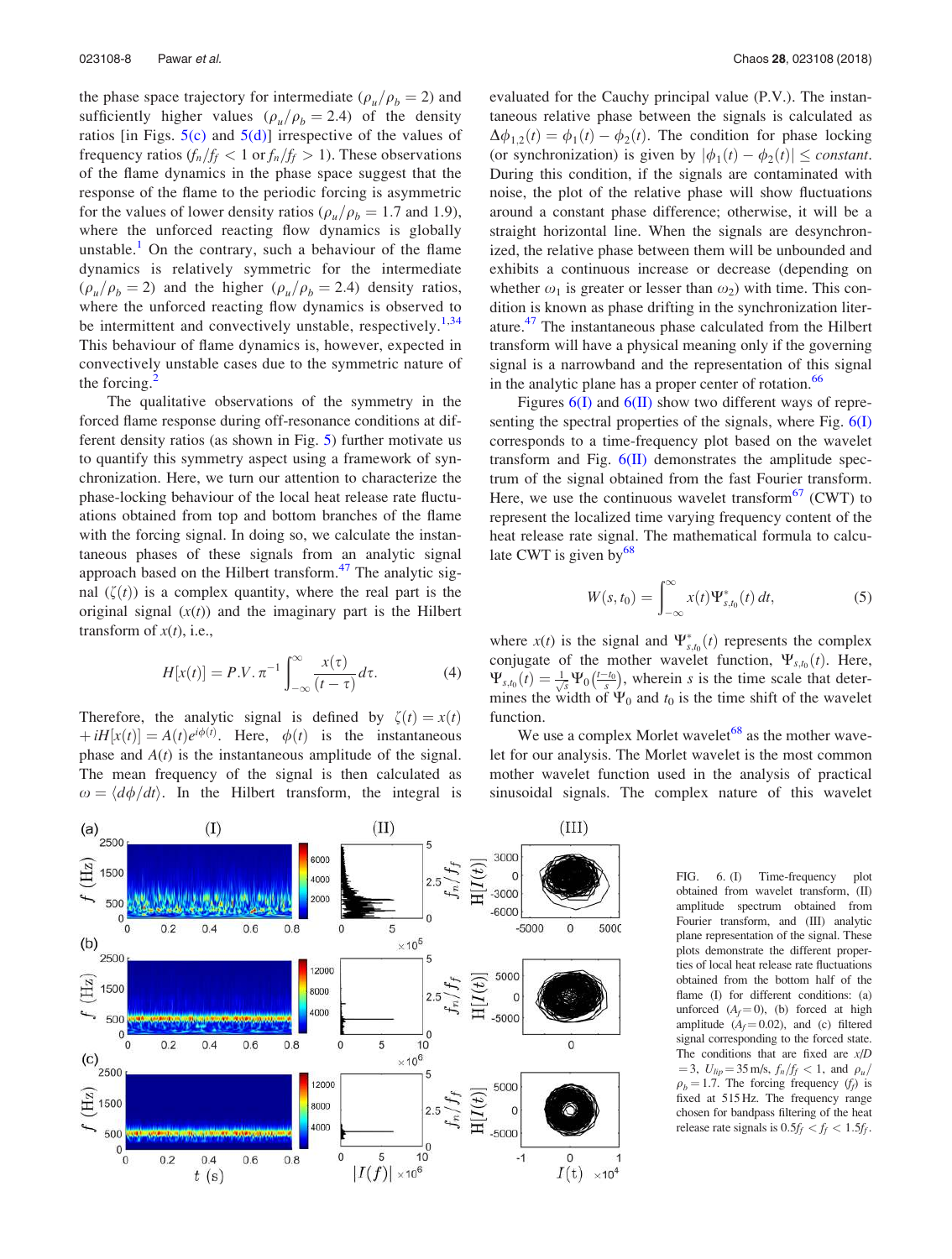the phase space trajectory for intermediate ($\rho_u/\rho_b = 2$) and sufficiently higher values ($\rho_u/\rho_b = 2.4$) of the density ratios [in Figs. 5(c) and 5(d)] irrespective of the values of frequency ratios ($f_n/f_f < 1$ or $f_n/f_f > 1$). These observations of the flame dynamics in the phase space suggest that the response of the flame to the periodic forcing is asymmetric for the values of lower density ratios ($\rho_u/\rho_b = 1.7$ and 1.9), where the unforced reacting flow dynamics is globally unstable.[1] On the contrary, such a behaviour of the flame dynamics is relatively symmetric for the intermediate ($\rho_u/\rho_b = 2$) and the higher ($\rho_u/\rho_b = 2.4$) density ratios, where the unforced reacting flow dynamics is observed to be intermittent and convectively unstable, respectively.[1,34] This behaviour of flame dynamics is, however, expected in convectively unstable cases due to the symmetric nature of the forcing.[2]

The qualitative observations of the symmetry in the forced flame response during off-resonance conditions at different density ratios (as shown in Fig. 5) further motivate us to quantify this symmetry aspect using a framework of synchronization. Here, we turn our attention to characterize the phase-locking behaviour of the local heat release rate fluctuations obtained from top and bottom branches of the flame with the forcing signal. In doing so, we calculate the instantaneous phases of these signals from an analytic signal approach based on the Hilbert transform.[47] The analytic signal ($\zeta(t)$) is a complex quantity, where the real part is the original signal ($x(t)$) and the imaginary part is the Hilbert transform of $x(t)$, i.e.,

$$H[x(t)] = P.V. \, \pi^{-1} \int_{-\infty}^{\infty} \frac{x(\tau)}{(t-\tau)} d\tau. \tag{4}$$

Therefore, the analytic signal is defined by $\zeta(t) = x(t) + iH[x(t)] = A(t)e^{i\phi(t)}$. Here, $\phi(t)$ is the instantaneous phase and $A(t)$ is the instantaneous amplitude of the signal. The mean frequency of the signal is then calculated as $\omega = \langle d\phi/dt \rangle$. In the Hilbert transform, the integral is evaluated for the Cauchy principal value (P.V.). The instantaneous relative phase between the signals is calculated as $\Delta\phi_{1,2}(t) = \phi_1(t) - \phi_2(t)$. The condition for phase locking (or synchronization) is given by $|\phi_1(t) - \phi_2(t)| \leq constant$. During this condition, if the signals are contaminated with noise, the plot of the relative phase will show fluctuations around a constant phase difference; otherwise, it will be a straight horizontal line. When the signals are desynchronized, the relative phase between them will be unbounded and exhibits a continuous increase or decrease (depending on whether $\omega_1$ is greater or lesser than $\omega_2$) with time. This condition is known as phase drifting in the synchronization literature.[47] The instantaneous phase calculated from the Hilbert transform will have a physical meaning only if the governing signal is a narrowband and the representation of this signal in the analytic plane has a proper center of rotation.[66]

Figures 6(I) and 6(II) show two different ways of representing the spectral properties of the signals, where Fig. 6(I) corresponds to a time-frequency plot based on the wavelet transform and Fig. 6(II) demonstrates the amplitude spectrum of the signal obtained from the fast Fourier transform. Here, we use the continuous wavelet transform[67] (CWT) to represent the localized time varying frequency content of the heat release rate signal. The mathematical formula to calculate CWT is given by[68]

$$W(s, t_0) = \int_{-\infty}^{\infty} x(t)\Psi^*_{s,t_0}(t)\, dt, \tag{5}$$

where $x(t)$ is the signal and $\Psi^*_{s,t_0}(t)$ represents the complex conjugate of the mother wavelet function, $\Psi_{s,t_0}(t)$. Here, $\Psi_{s,t_0}(t) = \frac{1}{\sqrt{s}}\Psi_0\left(\frac{t-t_0}{s}\right)$, wherein $s$ is the time scale that determines the width of $\Psi_0$ and $t_0$ is the time shift of the wavelet function.

We use a complex Morlet wavelet[68] as the mother wavelet for our analysis. The Morlet wavelet is the most common mother wavelet function used in the analysis of practical sinusoidal signals. The complex nature of this wavelet

FIG. 6. (I) Time-frequency plot obtained from wavelet transform, (II) amplitude spectrum obtained from Fourier transform, and (III) analytic plane representation of the signal. These plots demonstrate the different properties of local heat release rate fluctuations obtained from the bottom half of the flame (I) for different conditions: (a) unforced ($A_f = 0$), (b) forced at high amplitude ($A_f = 0.02$), and (c) filtered signal corresponding to the forced state. The conditions that are fixed are $x/D = 3$, $U_{lip} = 35$ m/s, $f_n/f_f < 1$, and $\rho_u/\rho_b = 1.7$. The forcing frequency ($f_f$) is fixed at 515 Hz. The frequency range chosen for bandpass filtering of the heat release rate signals is $0.5f_f < f_f < 1.5f_f$.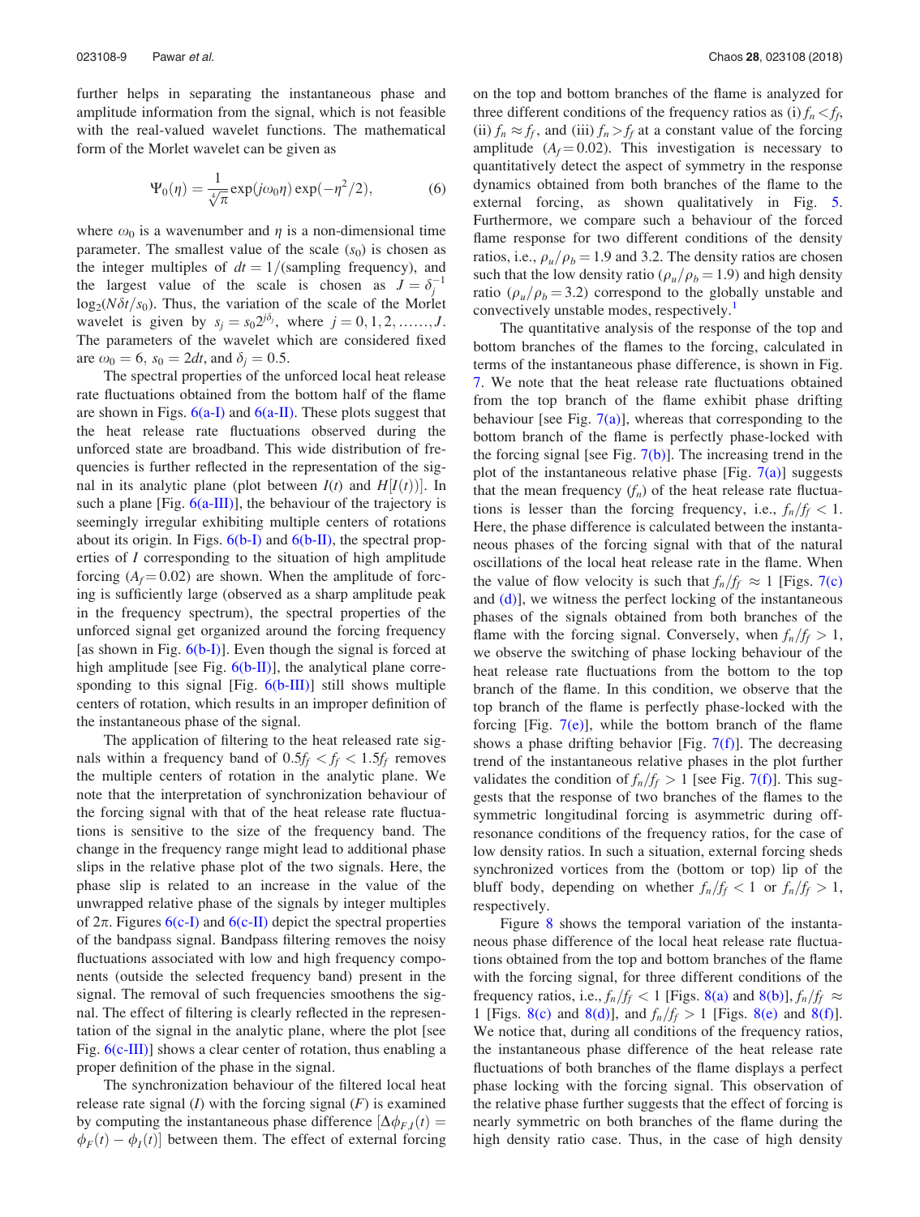further helps in separating the instantaneous phase and amplitude information from the signal, which is not feasible with the real-valued wavelet functions. The mathematical form of the Morlet wavelet can be given as

$$\Psi_0(\eta) = \frac{1}{\sqrt[4]{\pi}} \exp(j\omega_0\eta)\exp(-\eta^2/2), \tag{6}$$

where $\omega_0$ is a wavenumber and $\eta$ is a non-dimensional time parameter. The smallest value of the scale ($s_0$) is chosen as the integer multiples of $dt = 1/(\text{sampling frequency})$, and the largest value of the scale is chosen as $J = \delta_j^{-1} \log_2(N\delta t/s_0)$. Thus, the variation of the scale of the Morlet wavelet is given by $s_j = s_0 2^{j\delta_j}$, where $j = 0, 1, 2, \ldots\ldots, J$. The parameters of the wavelet which are considered fixed are $\omega_0 = 6$, $s_0 = 2dt$, and $\delta_j = 0.5$.

The spectral properties of the unforced local heat release rate fluctuations obtained from the bottom half of the flame are shown in Figs. 6(a-I) and 6(a-II). These plots suggest that the heat release rate fluctuations observed during the unforced state are broadband. This wide distribution of frequencies is further reflected in the representation of the signal in its analytic plane (plot between $I(t)$ and $H[I(t)]$). In such a plane [Fig. 6(a-III)], the behaviour of the trajectory is seemingly irregular exhibiting multiple centers of rotations about its origin. In Figs. 6(b-I) and 6(b-II), the spectral properties of $I$ corresponding to the situation of high amplitude forcing ($A_f = 0.02$) are shown. When the amplitude of forcing is sufficiently large (observed as a sharp amplitude peak in the frequency spectrum), the spectral properties of the unforced signal get organized around the forcing frequency [as shown in Fig. 6(b-I)]. Even though the signal is forced at high amplitude [see Fig. 6(b-II)], the analytical plane corresponding to this signal [Fig. 6(b-III)] still shows multiple centers of rotation, which results in an improper definition of the instantaneous phase of the signal.

The application of filtering to the heat released rate signals within a frequency band of $0.5f_f < f_f < 1.5f_f$ removes the multiple centers of rotation in the analytic plane. We note that the interpretation of synchronization behaviour of the forcing signal with that of the heat release rate fluctuations is sensitive to the size of the frequency band. The change in the frequency range might lead to additional phase slips in the relative phase plot of the two signals. Here, the phase slip is related to an increase in the value of the unwrapped relative phase of the signals by integer multiples of $2\pi$. Figures 6(c-I) and 6(c-II) depict the spectral properties of the bandpass signal. Bandpass filtering removes the noisy fluctuations associated with low and high frequency components (outside the selected frequency band) present in the signal. The removal of such frequencies smoothens the signal. The effect of filtering is clearly reflected in the representation of the signal in the analytic plane, where the plot [see Fig. 6(c-III)] shows a clear center of rotation, thus enabling a proper definition of the phase in the signal.

The synchronization behaviour of the filtered local heat release rate signal ($I$) with the forcing signal ($F$) is examined by computing the instantaneous phase difference [$\Delta\phi_{F,I}(t) = \phi_F(t) - \phi_I(t)$] between them. The effect of external forcing on the top and bottom branches of the flame is analyzed for three different conditions of the frequency ratios as (i) $f_n < f_f$, (ii) $f_n \approx f_f$, and (iii) $f_n > f_f$ at a constant value of the forcing amplitude ($A_f = 0.02$). This investigation is necessary to quantitatively detect the aspect of symmetry in the response dynamics obtained from both branches of the flame to the external forcing, as shown qualitatively in Fig. 5. Furthermore, we compare such a behaviour of the forced flame response for two different conditions of the density ratios, i.e., $\rho_u/\rho_b = 1.9$ and 3.2. The density ratios are chosen such that the low density ratio ($\rho_u/\rho_b = 1.9$) and high density ratio ($\rho_u/\rho_b = 3.2$) correspond to the globally unstable and convectively unstable modes, respectively.[1]

The quantitative analysis of the response of the top and bottom branches of the flames to the forcing, calculated in terms of the instantaneous phase difference, is shown in Fig. 7. We note that the heat release rate fluctuations obtained from the top branch of the flame exhibit phase drifting behaviour [see Fig. 7(a)], whereas that corresponding to the bottom branch of the flame is perfectly phase-locked with the forcing signal [see Fig. 7(b)]. The increasing trend in the plot of the instantaneous relative phase [Fig. 7(a)] suggests that the mean frequency ($f_n$) of the heat release rate fluctuations is lesser than the forcing frequency, i.e., $f_n/f_f < 1$. Here, the phase difference is calculated between the instantaneous phases of the forcing signal with that of the natural oscillations of the local heat release rate in the flame. When the value of flow velocity is such that $f_n/f_f \approx 1$ [Figs. 7(c) and (d)], we witness the perfect locking of the instantaneous phases of the signals obtained from both branches of the flame with the forcing signal. Conversely, when $f_n/f_f > 1$, we observe the switching of phase locking behaviour of the heat release rate fluctuations from the bottom to the top branch of the flame. In this condition, we observe that the top branch of the flame is perfectly phase-locked with the forcing [Fig. 7(e)], while the bottom branch of the flame shows a phase drifting behavior [Fig. 7(f)]. The decreasing trend of the instantaneous relative phases in the plot further validates the condition of $f_n/f_f > 1$ [see Fig. 7(f)]. This suggests that the response of two branches of the flames to the symmetric longitudinal forcing is asymmetric during off-resonance conditions of the frequency ratios, for the case of low density ratios. In such a situation, external forcing sheds synchronized vortices from the (bottom or top) lip of the bluff body, depending on whether $f_n/f_f < 1$ or $f_n/f_f > 1$, respectively.

Figure 8 shows the temporal variation of the instantaneous phase difference of the local heat release rate fluctuations obtained from the top and bottom branches of the flame with the forcing signal, for three different conditions of the frequency ratios, i.e., $f_n/f_f < 1$ [Figs. 8(a) and 8(b)], $f_n/f_f \approx 1$ [Figs. 8(c) and 8(d)], and $f_n/f_f > 1$ [Figs. 8(e) and 8(f)]. We notice that, during all conditions of the frequency ratios, the instantaneous phase difference of the heat release rate fluctuations of both branches of the flame displays a perfect phase locking with the forcing signal. This observation of the relative phase further suggests that the effect of forcing is nearly symmetric on both branches of the flame during the high density ratio case. Thus, in the case of high density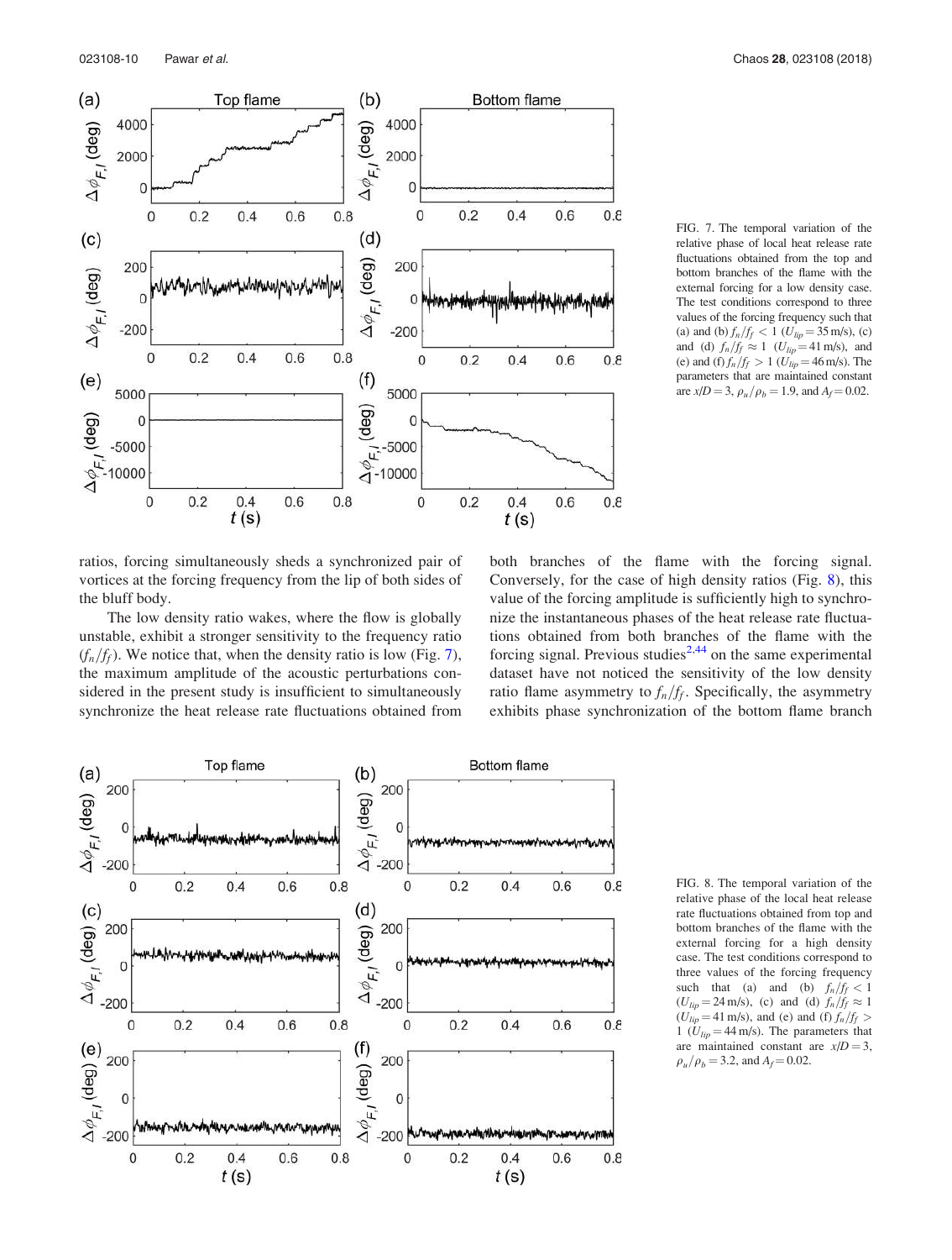FIG. 7. The temporal variation of the relative phase of local heat release rate fluctuations obtained from the top and bottom branches of the flame with the external forcing for a low density case. The test conditions correspond to three values of the forcing frequency such that (a) and (b) $f_n/f_f < 1$ ($U_{lip} = 35$ m/s), (c) and (d) $f_n/f_f \approx 1$ ($U_{lip} = 41$ m/s), and (e) and (f) $f_n/f_f > 1$ ($U_{lip} = 46$ m/s). The parameters that are maintained constant are $x/D = 3$, $\rho_u/\rho_b = 1.9$, and $A_f = 0.02$.

ratios, forcing simultaneously sheds a synchronized pair of vortices at the forcing frequency from the lip of both sides of the bluff body.

The low density ratio wakes, where the flow is globally unstable, exhibit a stronger sensitivity to the frequency ratio ($f_n/f_f$). We notice that, when the density ratio is low (Fig. 7), the maximum amplitude of the acoustic perturbations considered in the present study is insufficient to simultaneously synchronize the heat release rate fluctuations obtained from both branches of the flame with the forcing signal. Conversely, for the case of high density ratios (Fig. 8), this value of the forcing amplitude is sufficiently high to synchronize the instantaneous phases of the heat release rate fluctuations obtained from both branches of the flame with the forcing signal. Previous studies[2,44] on the same experimental dataset have not noticed the sensitivity of the low density ratio flame asymmetry to $f_n/f_f$. Specifically, the asymmetry exhibits phase synchronization of the bottom flame branch

FIG. 8. The temporal variation of the relative phase of the local heat release rate fluctuations obtained from top and bottom branches of the flame with the external forcing for a high density case. The test conditions correspond to three values of the forcing frequency such that (a) and (b) $f_n/f_f < 1$ ($U_{lip} = 24$ m/s), (c) and (d) $f_n/f_f \approx 1$ ($U_{lip} = 41$ m/s), and (e) and (f) $f_n/f_f > 1$ ($U_{lip} = 44$ m/s). The parameters that are maintained constant are $x/D = 3$, $\rho_u/\rho_b = 3.2$, and $A_f = 0.02$.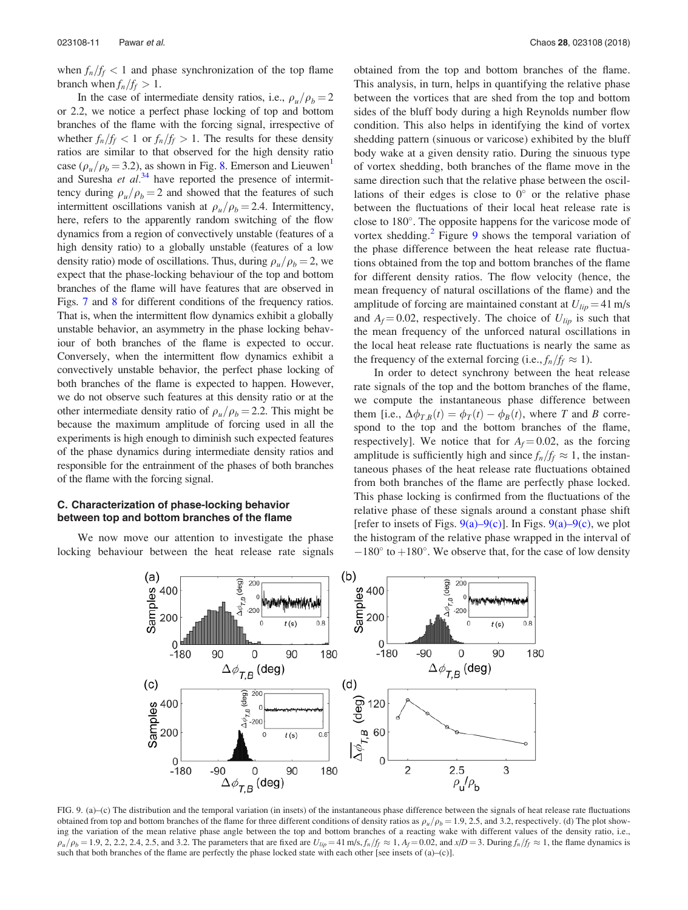when $f_n/f_f < 1$ and phase synchronization of the top flame branch when $f_n/f_f > 1$.

In the case of intermediate density ratios, i.e., $\rho_u/\rho_b = 2$ or 2.2, we notice a perfect phase locking of top and bottom branches of the flame with the forcing signal, irrespective of whether $f_n/f_f < 1$ or $f_n/f_f > 1$. The results for these density ratios are similar to that observed for the high density ratio case ($\rho_u/\rho_b = 3.2$), as shown in Fig. 8. Emerson and Lieuwen[1] and Suresha *et al.*[34] have reported the presence of intermittency during $\rho_u/\rho_b = 2$ and showed that the features of such intermittent oscillations vanish at $\rho_u/\rho_b = 2.4$. Intermittency, here, refers to the apparently random switching of the flow dynamics from a region of convectively unstable (features of a high density ratio) to a globally unstable (features of a low density ratio) mode of oscillations. Thus, during $\rho_u/\rho_b = 2$, we expect that the phase-locking behaviour of the top and bottom branches of the flame will have features that are observed in Figs. 7 and 8 for different conditions of the frequency ratios. That is, when the intermittent flow dynamics exhibit a globally unstable behavior, an asymmetry in the phase locking behaviour of both branches of the flame is expected to occur. Conversely, when the intermittent flow dynamics exhibit a convectively unstable behavior, the perfect phase locking of both branches of the flame is expected to happen. However, we do not observe such features at this density ratio or at the other intermediate density ratio of $\rho_u/\rho_b = 2.2$. This might be because the maximum amplitude of forcing used in all the experiments is high enough to diminish such expected features of the phase dynamics during intermediate density ratios and responsible for the entrainment of the phases of both branches of the flame with the forcing signal.

### C. Characterization of phase-locking behavior between top and bottom branches of the flame

We now move our attention to investigate the phase locking behaviour between the heat release rate signals obtained from the top and bottom branches of the flame. This analysis, in turn, helps in quantifying the relative phase between the vortices that are shed from the top and bottom sides of the bluff body during a high Reynolds number flow condition. This also helps in identifying the kind of vortex shedding pattern (sinuous or varicose) exhibited by the bluff body wake at a given density ratio. During the sinuous type of vortex shedding, both branches of the flame move in the same direction such that the relative phase between the oscillations of their edges is close to 0° or the relative phase between the fluctuations of their local heat release rate is close to 180°. The opposite happens for the varicose mode of vortex shedding.[2] Figure 9 shows the temporal variation of the phase difference between the heat release rate fluctuations obtained from the top and bottom branches of the flame for different density ratios. The flow velocity (hence, the mean frequency of natural oscillations of the flame) and the amplitude of forcing are maintained constant at $U_{lip} = 41$ m/s and $A_f = 0.02$, respectively. The choice of $U_{lip}$ is such that the mean frequency of the unforced natural oscillations in the local heat release rate fluctuations is nearly the same as the frequency of the external forcing (i.e., $f_n/f_f \approx 1$).

In order to detect synchrony between the heat release rate signals of the top and the bottom branches of the flame, we compute the instantaneous phase difference between them [i.e., $\Delta\phi_{T,B}(t) = \phi_T(t) - \phi_B(t)$, where $T$ and $B$ correspond to the top and the bottom branches of the flame, respectively]. We notice that for $A_f = 0.02$, as the forcing amplitude is sufficiently high and since $f_n/f_f \approx 1$, the instantaneous phases of the heat release rate fluctuations obtained from both branches of the flame are perfectly phase locked. This phase locking is confirmed from the fluctuations of the relative phase of these signals around a constant phase shift [refer to insets of Figs. 9(a)–9(c)]. In Figs. 9(a)–9(c), we plot the histogram of the relative phase wrapped in the interval of −180° to +180°. We observe that, for the case of low density

FIG. 9. (a)–(c) The distribution and the temporal variation (in insets) of the instantaneous phase difference between the signals of heat release rate fluctuations obtained from top and bottom branches of the flame for three different conditions of density ratios as $\rho_u/\rho_b = 1.9$, 2.5, and 3.2, respectively. (d) The plot showing the variation of the mean relative phase angle between the top and bottom branches of a reacting wake with different values of the density ratio, i.e., $\rho_u/\rho_b = 1.9$, 2, 2.2, 2.4, 2.5, and 3.2. The parameters that are fixed are $U_{lip} = 41$ m/s, $f_n/f_f \approx 1$, $A_f = 0.02$, and $x/D = 3$. During $f_n/f_f \approx 1$, the flame dynamics is such that both branches of the flame are perfectly the phase locked state with each other [see insets of (a)–(c)].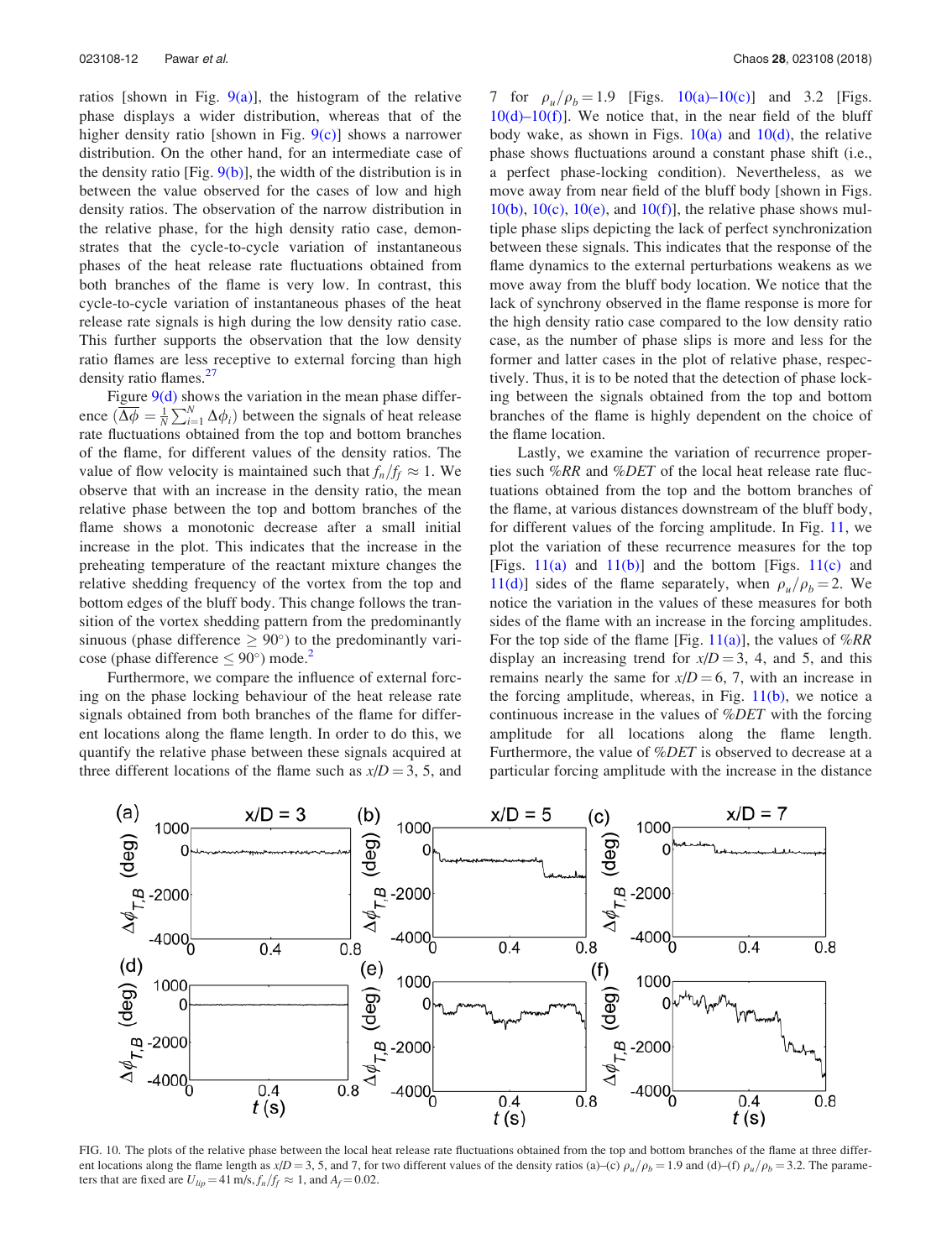ratios [shown in Fig. 9(a)], the histogram of the relative phase displays a wider distribution, whereas that of the higher density ratio [shown in Fig. 9(c)] shows a narrower distribution. On the other hand, for an intermediate case of the density ratio [Fig. 9(b)], the width of the distribution is in between the value observed for the cases of low and high density ratios. The observation of the narrow distribution in the relative phase, for the high density ratio case, demonstrates that the cycle-to-cycle variation of instantaneous phases of the heat release rate fluctuations obtained from both branches of the flame is very low. In contrast, this cycle-to-cycle variation of instantaneous phases of the heat release rate signals is high during the low density ratio case. This further supports the observation that the low density ratio flames are less receptive to external forcing than high density ratio flames.[27]

Figure 9(d) shows the variation in the mean phase difference ($\overline{\Delta\phi} = \frac{1}{N}\sum_{i=1}^{N}\Delta\phi_i$) between the signals of heat release rate fluctuations obtained from the top and bottom branches of the flame, for different values of the density ratios. The value of flow velocity is maintained such that $f_n/f_f \approx 1$. We observe that with an increase in the density ratio, the mean relative phase between the top and bottom branches of the flame shows a monotonic decrease after a small initial increase in the plot. This indicates that the increase in the preheating temperature of the reactant mixture changes the relative shedding frequency of the vortex from the top and bottom edges of the bluff body. This change follows the transition of the vortex shedding pattern from the predominantly sinuous (phase difference $\geq 90°$) to the predominantly varicose (phase difference $\leq 90°$) mode.[2]

Furthermore, we compare the influence of external forcing on the phase locking behaviour of the heat release rate signals obtained from both branches of the flame for different locations along the flame length. In order to do this, we quantify the relative phase between these signals acquired at three different locations of the flame such as $x/D = 3$, 5, and 7 for $\rho_u/\rho_b = 1.9$ [Figs. 10(a)–10(c)] and 3.2 [Figs. 10(d)–10(f)]. We notice that, in the near field of the bluff body wake, as shown in Figs. 10(a) and 10(d), the relative phase shows fluctuations around a constant phase shift (i.e., a perfect phase-locking condition). Nevertheless, as we move away from near field of the bluff body [shown in Figs. 10(b), 10(c), 10(e), and 10(f)], the relative phase shows multiple phase slips depicting the lack of perfect synchronization between these signals. This indicates that the response of the flame dynamics to the external perturbations weakens as we move away from the bluff body location. We notice that the lack of synchrony observed in the flame response is more for the high density ratio case compared to the low density ratio case, as the number of phase slips is more and less for the former and latter cases in the plot of relative phase, respectively. Thus, it is to be noted that the detection of phase locking between the signals obtained from the top and bottom branches of the flame is highly dependent on the choice of the flame location.

Lastly, we examine the variation of recurrence properties such *%RR* and *%DET* of the local heat release rate fluctuations obtained from the top and the bottom branches of the flame, at various distances downstream of the bluff body, for different values of the forcing amplitude. In Fig. 11, we plot the variation of these recurrence measures for the top [Figs. 11(a) and 11(b)] and the bottom [Figs. 11(c) and 11(d)] sides of the flame separately, when $\rho_u/\rho_b = 2$. We notice the variation in the values of these measures for both sides of the flame with an increase in the forcing amplitudes. For the top side of the flame [Fig. 11(a)], the values of *%RR* display an increasing trend for $x/D = 3$, 4, and 5, and this remains nearly the same for $x/D = 6$, 7, with an increase in the forcing amplitude, whereas, in Fig. 11(b), we notice a continuous increase in the values of *%DET* with the forcing amplitude for all locations along the flame length. Furthermore, the value of *%DET* is observed to decrease at a particular forcing amplitude with the increase in the distance

FIG. 10. The plots of the relative phase between the local heat release rate fluctuations obtained from the top and bottom branches of the flame at three different locations along the flame length as $x/D = 3$, 5, and 7, for two different values of the density ratios (a)–(c) $\rho_u/\rho_b = 1.9$ and (d)–(f) $\rho_u/\rho_b = 3.2$. The parameters that are fixed are $U_{lip} = 41$ m/s, $f_n/f_f \approx 1$, and $A_f = 0.02$.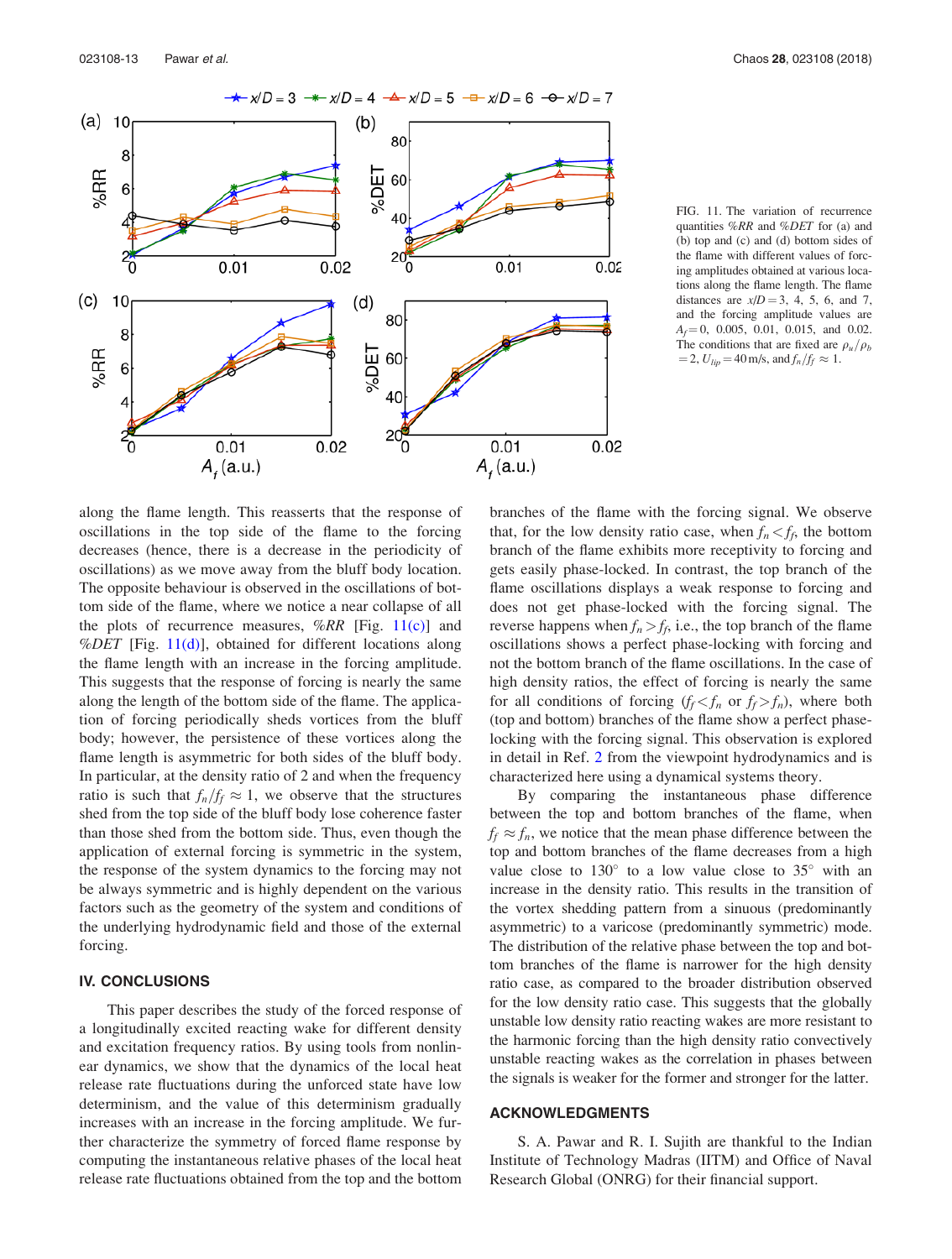FIG. 11. The variation of recurrence quantities $\%RR$ and $\%DET$ for (a) and (b) top and (c) and (d) bottom sides of the flame with different values of forcing amplitudes obtained at various locations along the flame length. The flame distances are $x/D = 3$, 4, 5, 6, and 7, and the forcing amplitude values are $A_f = 0$, 0.005, 0.01, 0.015, and 0.02. The conditions that are fixed are $\rho_u/\rho_b = 2$, $U_{lip} = 40$ m/s, and $f_n/f_f \approx 1$.

along the flame length. This reasserts that the response of oscillations in the top side of the flame to the forcing decreases (hence, there is a decrease in the periodicity of oscillations) as we move away from the bluff body location. The opposite behaviour is observed in the oscillations of bottom side of the flame, where we notice a near collapse of all the plots of recurrence measures, $\%RR$ [Fig. 11(c)] and $\%DET$ [Fig. 11(d)], obtained for different locations along the flame length with an increase in the forcing amplitude. This suggests that the response of forcing is nearly the same along the length of the bottom side of the flame. The application of forcing periodically sheds vortices from the bluff body; however, the persistence of these vortices along the flame length is asymmetric for both sides of the bluff body. In particular, at the density ratio of 2 and when the frequency ratio is such that $f_n/f_f \approx 1$, we observe that the structures shed from the top side of the bluff body lose coherence faster than those shed from the bottom side. Thus, even though the application of external forcing is symmetric in the system, the response of the system dynamics to the forcing may not be always symmetric and is highly dependent on the various factors such as the geometry of the system and conditions of the underlying hydrodynamic field and those of the external forcing.

## IV. CONCLUSIONS

This paper describes the study of the forced response of a longitudinally excited reacting wake for different density and excitation frequency ratios. By using tools from nonlinear dynamics, we show that the dynamics of the local heat release rate fluctuations during the unforced state have low determinism, and the value of this determinism gradually increases with an increase in the forcing amplitude. We further characterize the symmetry of forced flame response by computing the instantaneous relative phases of the local heat release rate fluctuations obtained from the top and the bottom branches of the flame with the forcing signal. We observe that, for the low density ratio case, when $f_n < f_f$, the bottom branch of the flame exhibits more receptivity to forcing and gets easily phase-locked. In contrast, the top branch of the flame oscillations displays a weak response to forcing and does not get phase-locked with the forcing signal. The reverse happens when $f_n > f_f$, i.e., the top branch of the flame oscillations shows a perfect phase-locking with forcing and not the bottom branch of the flame oscillations. In the case of high density ratios, the effect of forcing is nearly the same for all conditions of forcing ($f_f < f_n$ or $f_f > f_n$), where both (top and bottom) branches of the flame show a perfect phase-locking with the forcing signal. This observation is explored in detail in Ref. 2 from the viewpoint hydrodynamics and is characterized here using a dynamical systems theory.

By comparing the instantaneous phase difference between the top and bottom branches of the flame, when $f_f \approx f_n$, we notice that the mean phase difference between the top and bottom branches of the flame decreases from a high value close to 130° to a low value close to 35° with an increase in the density ratio. This results in the transition of the vortex shedding pattern from a sinuous (predominantly asymmetric) to a varicose (predominantly symmetric) mode. The distribution of the relative phase between the top and bottom branches of the flame is narrower for the high density ratio case, as compared to the broader distribution observed for the low density ratio case. This suggests that the globally unstable low density ratio reacting wakes are more resistant to the harmonic forcing than the high density ratio convectively unstable reacting wakes as the correlation in phases between the signals is weaker for the former and stronger for the latter.

## ACKNOWLEDGMENTS

S. A. Pawar and R. I. Sujith are thankful to the Indian Institute of Technology Madras (IITM) and Office of Naval Research Global (ONRG) for their financial support.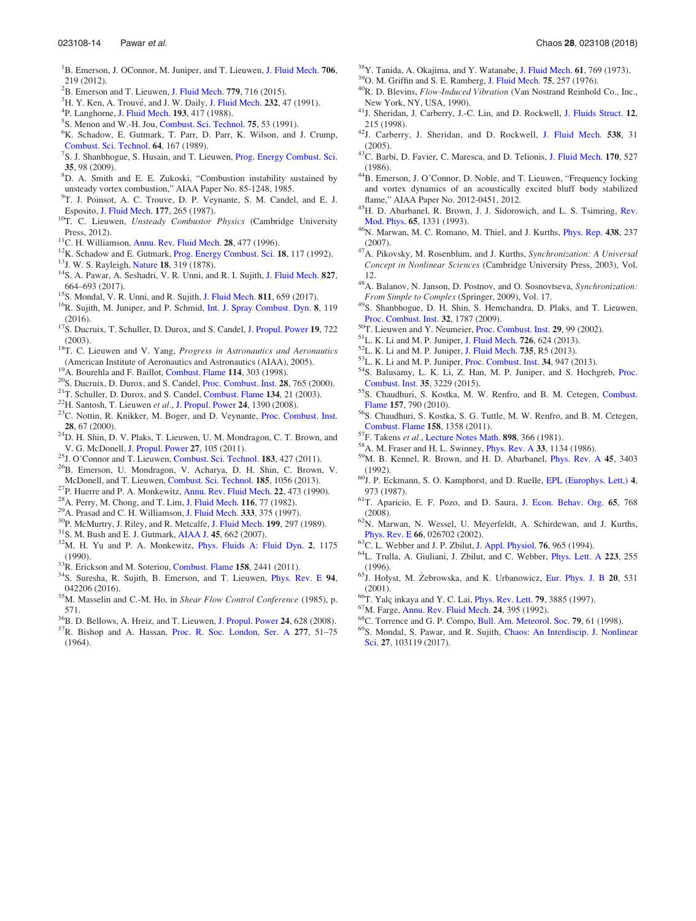[1] B. Emerson, J. OConnor, M. Juniper, and T. Lieuwen, J. Fluid Mech. **706**, 219 (2012).

[2] B. Emerson and T. Lieuwen, J. Fluid Mech. **779**, 716 (2015).

[3] H. Y. Ken, A. Trouvé, and J. W. Daily, J. Fluid Mech. **232**, 47 (1991).

[4] P. Langhorne, J. Fluid Mech. **193**, 417 (1988).

[5] S. Menon and W.-H. Jou, Combust. Sci. Technol. **75**, 53 (1991).

[6] K. Schadow, E. Gutmark, T. Parr, D. Parr, K. Wilson, and J. Crump, Combust. Sci. Technol. **64**, 167 (1989).

[7] S. J. Shanbhogue, S. Husain, and T. Lieuwen, Prog. Energy Combust. Sci. **35**, 98 (2009).

[8] D. A. Smith and E. E. Zukoski, "Combustion instability sustained by unsteady vortex combustion," AIAA Paper No. 85-1248, 1985.

[9] T. J. Poinsot, A. C. Trouve, D. P. Veynante, S. M. Candel, and E. J. Esposito, J. Fluid Mech. **177**, 265 (1987).

[10] T. C. Lieuwen, *Unsteady Combustor Physics* (Cambridge University Press, 2012).

[11] C. H. Williamson, Annu. Rev. Fluid Mech. **28**, 477 (1996).

[12] K. Schadow and E. Gutmark, Prog. Energy Combust. Sci. **18**, 117 (1992).

[13] J. W. S. Rayleigh, Nature **18**, 319 (1878).

[14] S. A. Pawar, A. Seshadri, V. R. Unni, and R. I. Sujith, J. Fluid Mech. **827**, 664–693 (2017).

[15] S. Mondal, V. R. Unni, and R. Sujith, J. Fluid Mech. **811**, 659 (2017).

[16] R. Sujith, M. Juniper, and P. Schmid, Int. J. Spray Combust. Dyn. **8**, 119 (2016).

[17] S. Ducruix, T. Schuller, D. Durox, and S. Candel, J. Propul. Power **19**, 722 (2003).

[18] T. C. Lieuwen and V. Yang, *Progress in Astronautics and Aeronautics* (American Institute of Aeronautics and Astronautics (AIAA), 2005).

[19] A. Bourehla and F. Baillot, Combust. Flame **114**, 303 (1998).

[20] S. Ducruix, D. Durox, and S. Candel, Proc. Combust. Inst. **28**, 765 (2000).

[21] T. Schuller, D. Durox, and S. Candel, Combust. Flame **134**, 21 (2003).

[22] H. Santosh, T. Lieuwen *et al.*, J. Propul. Power **24**, 1390 (2008).

[23] C. Nottin, R. Knikker, M. Boger, and D. Veynante, Proc. Combust. Inst. **28**, 67 (2000).

[24] D. H. Shin, D. V. Plaks, T. Lieuwen, U. M. Mondragon, C. T. Brown, and V. G. McDonell, J. Propul. Power **27**, 105 (2011).

[25] J. O'Connor and T. Lieuwen, Combust. Sci. Technol. **183**, 427 (2011).

[26] B. Emerson, U. Mondragon, V. Acharya, D. H. Shin, C. Brown, V. McDonell, and T. Lieuwen, Combust. Sci. Technol. **185**, 1056 (2013).

[27] P. Huerre and P. A. Monkewitz, Annu. Rev. Fluid Mech. **22**, 473 (1990).

[28] A. Perry, M. Chong, and T. Lim, J. Fluid Mech. **116**, 77 (1982).

[29] A. Prasad and C. H. Williamson, J. Fluid Mech. **333**, 375 (1997).

[30] P. McMurtry, J. Riley, and R. Metcalfe, J. Fluid Mech. **199**, 297 (1989).

[31] S. M. Bush and E. J. Gutmark, AIAA J. **45**, 662 (2007).

[32] M. H. Yu and P. A. Monkewitz, Phys. Fluids A: Fluid Dyn. **2**, 1175 (1990).

[33] R. Erickson and M. Soteriou, Combust. Flame **158**, 2441 (2011).

[34] S. Suresha, R. Sujith, B. Emerson, and T. Lieuwen, Phys. Rev. E **94**, 042206 (2016).

[35] M. Masselin and C.-M. Ho, in *Shear Flow Control Conference* (1985), p. 571.

[36] B. D. Bellows, A. Hreiz, and T. Lieuwen, J. Propul. Power **24**, 628 (2008).

[37] R. Bishop and A. Hassan, Proc. R. Soc. London, Ser. A **277**, 51–75 (1964).

[38] Y. Tanida, A. Okajima, and Y. Watanabe, J. Fluid Mech. **61**, 769 (1973).

[39] O. M. Griffin and S. E. Ramberg, J. Fluid Mech. **75**, 257 (1976).

[40] R. D. Blevins, *Flow-Induced Vibration* (Van Nostrand Reinhold Co., Inc., New York, NY, USA, 1990).

[41] J. Sheridan, J. Carberry, J.-C. Lin, and D. Rockwell, J. Fluids Struct. **12**, 215 (1998).

[42] J. Carberry, J. Sheridan, and D. Rockwell, J. Fluid Mech. **538**, 31 (2005).

[43] C. Barbi, D. Favier, C. Maresca, and D. Telionis, J. Fluid Mech. **170**, 527 (1986).

[44] B. Emerson, J. O'Connor, D. Noble, and T. Lieuwen, "Frequency locking and vortex dynamics of an acoustically excited bluff body stabilized flame," AIAA Paper No. 2012-0451, 2012.

[45] H. D. Abarbanel, R. Brown, J. J. Sidorowich, and L. S. Tsimring, Rev. Mod. Phys. **65**, 1331 (1993).

[46] N. Marwan, M. C. Romano, M. Thiel, and J. Kurths, Phys. Rep. **438**, 237 (2007).

[47] A. Pikovsky, M. Rosenblum, and J. Kurths, *Synchronization: A Universal Concept in Nonlinear Sciences* (Cambridge University Press, 2003), Vol. 12.

[48] A. Balanov, N. Janson, D. Postnov, and O. Sosnovtseva, *Synchronization: From Simple to Complex* (Springer, 2009), Vol. 17.

[49] S. Shanbhogue, D. H. Shin, S. Hemchandra, D. Plaks, and T. Lieuwen, Proc. Combust. Inst. **32**, 1787 (2009).

[50] T. Lieuwen and Y. Neumeier, Proc. Combust. Inst. **29**, 99 (2002).

[51] L. K. Li and M. P. Juniper, J. Fluid Mech. **726**, 624 (2013).

[52] L. K. Li and M. P. Juniper, J. Fluid Mech. **735**, R5 (2013).

[53] L. K. Li and M. P. Juniper, Proc. Combust. Inst. **34**, 947 (2013).

[54] S. Balusamy, L. K. Li, Z. Han, M. P. Juniper, and S. Hochgreb, Proc. Combust. Inst. **35**, 3229 (2015).

[55] S. Chaudhuri, S. Kostka, M. W. Renfro, and B. M. Cetegen, Combust. Flame **157**, 790 (2010).

[56] S. Chaudhuri, S. Kostka, S. G. Tuttle, M. W. Renfro, and B. M. Cetegen, Combust. Flame **158**, 1358 (2011).

[57] F. Takens *et al.*, Lecture Notes Math. **898**, 366 (1981).

[58] A. M. Fraser and H. L. Swinney, Phys. Rev. A **33**, 1134 (1986).

[59] M. B. Kennel, R. Brown, and H. D. Abarbanel, Phys. Rev. A **45**, 3403 (1992).

[60] J. P. Eckmann, S. O. Kamphorst, and D. Ruelle, EPL (Europhys. Lett.) **4**, 973 (1987).

[61] T. Aparicio, E. F. Pozo, and D. Saura, J. Econ. Behav. Org. **65**, 768 (2008).

[62] N. Marwan, N. Wessel, U. Meyerfeldt, A. Schirdewan, and J. Kurths, Phys. Rev. E **66**, 026702 (2002).

[63] C. L. Webber and J. P. Zbilut, J. Appl. Physiol. **76**, 965 (1994).

[64] L. Trulla, A. Giuliani, J. Zbilut, and C. Webber, Phys. Lett. A **223**, 255 (1996).

[65] J. Hołyst, M. Żebrowska, and K. Urbanowicz, Eur. Phys. J. B **20**, 531 (2001).

[66] T. Yalç inkaya and Y. C. Lai, Phys. Rev. Lett. **79**, 3885 (1997).

[67] M. Farge, Annu. Rev. Fluid Mech. **24**, 395 (1992).

[68] C. Torrence and G. P. Compo, Bull. Am. Meteorol. Soc. **79**, 61 (1998).

[69] S. Mondal, S. Pawar, and R. Sujith, Chaos: An Interdiscip. J. Nonlinear Sci. **27**, 103119 (2017).